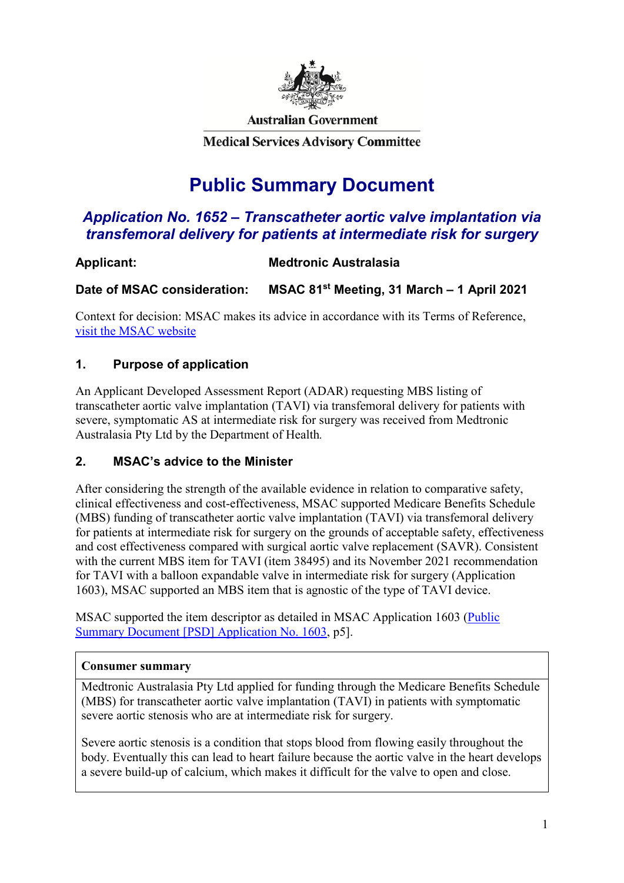Australian Government

Medical Services Advisory Committee

# Public Summary Document

## *Application No. 1652 – Transcatheter aortic valve implantation via transfemoral delivery for patients at intermediate risk for surgery*

**Applicant:** **Medtronic Australasia**

**Date of MSAC consideration:** **MSAC 81st Meeting, 31 March – 1 April 2021**

Context for decision: MSAC makes its advice in accordance with its Terms of Reference, [visit the MSAC website](visit the MSAC website)

## 1. Purpose of application

An Applicant Developed Assessment Report (ADAR) requesting MBS listing of transcatheter aortic valve implantation (TAVI) via transfemoral delivery for patients with severe, symptomatic AS at intermediate risk for surgery was received from Medtronic Australasia Pty Ltd by the Department of Health.

## 2. MSAC's advice to the Minister

After considering the strength of the available evidence in relation to comparative safety, clinical effectiveness and cost-effectiveness, MSAC supported Medicare Benefits Schedule (MBS) funding of transcatheter aortic valve implantation (TAVI) via transfemoral delivery for patients at intermediate risk for surgery on the grounds of acceptable safety, effectiveness and cost effectiveness compared with surgical aortic valve replacement (SAVR). Consistent with the current MBS item for TAVI (item 38495) and its November 2021 recommendation for TAVI with a balloon expandable valve in intermediate risk for surgery (Application 1603), MSAC supported an MBS item that is agnostic of the type of TAVI device.

MSAC supported the item descriptor as detailed in MSAC Application 1603 (Public Summary Document [PSD] Application No. 1603, p5].

| **Consumer summary** |
|---|
| Medtronic Australasia Pty Ltd applied for funding through the Medicare Benefits Schedule (MBS) for transcatheter aortic valve implantation (TAVI) in patients with symptomatic severe aortic stenosis who are at intermediate risk for surgery.<br><br>Severe aortic stenosis is a condition that stops blood from flowing easily throughout the body. Eventually this can lead to heart failure because the aortic valve in the heart develops a severe build-up of calcium, which makes it difficult for the valve to open and close. |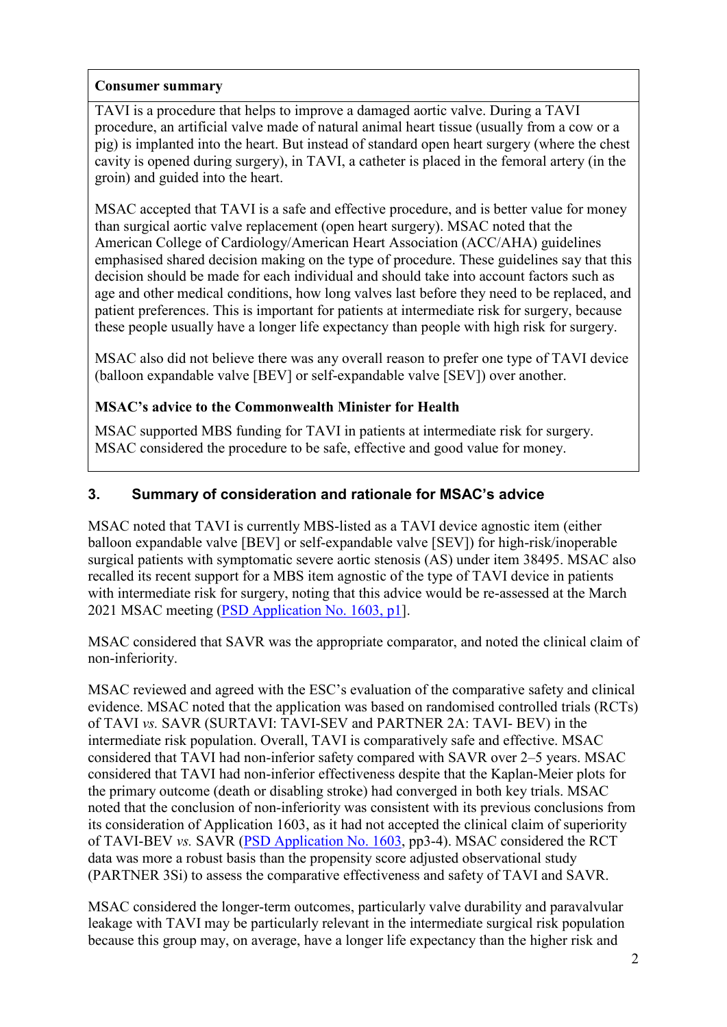| Consumer summary |
|---|
| TAVI is a procedure that helps to improve a damaged aortic valve. During a TAVI procedure, an artificial valve made of natural animal heart tissue (usually from a cow or a pig) is implanted into the heart. But instead of standard open heart surgery (where the chest cavity is opened during surgery), in TAVI, a catheter is placed in the femoral artery (in the groin) and guided into the heart.<br><br>MSAC accepted that TAVI is a safe and effective procedure, and is better value for money than surgical aortic valve replacement (open heart surgery). MSAC noted that the American College of Cardiology/American Heart Association (ACC/AHA) guidelines emphasised shared decision making on the type of procedure. These guidelines say that this decision should be made for each individual and should take into account factors such as age and other medical conditions, how long valves last before they need to be replaced, and patient preferences. This is important for patients at intermediate risk for surgery, because these people usually have a longer life expectancy than people with high risk for surgery.<br><br>MSAC also did not believe there was any overall reason to prefer one type of TAVI device (balloon expandable valve [BEV] or self-expandable valve [SEV]) over another.<br><br>**MSAC's advice to the Commonwealth Minister for Health**<br><br>MSAC supported MBS funding for TAVI in patients at intermediate risk for surgery. MSAC considered the procedure to be safe, effective and good value for money. |

## 3. Summary of consideration and rationale for MSAC's advice

MSAC noted that TAVI is currently MBS-listed as a TAVI device agnostic item (either balloon expandable valve [BEV] or self-expandable valve [SEV]) for high-risk/inoperable surgical patients with symptomatic severe aortic stenosis (AS) under item 38495. MSAC also recalled its recent support for a MBS item agnostic of the type of TAVI device in patients with intermediate risk for surgery, noting that this advice would be re-assessed at the March 2021 MSAC meeting (PSD Application No. 1603, p1].

MSAC considered that SAVR was the appropriate comparator, and noted the clinical claim of non-inferiority.

MSAC reviewed and agreed with the ESC's evaluation of the comparative safety and clinical evidence. MSAC noted that the application was based on randomised controlled trials (RCTs) of TAVI *vs.* SAVR (SURTAVI: TAVI-SEV and PARTNER 2A: TAVI- BEV) in the intermediate risk population. Overall, TAVI is comparatively safe and effective. MSAC considered that TAVI had non-inferior safety compared with SAVR over 2–5 years. MSAC considered that TAVI had non-inferior effectiveness despite that the Kaplan-Meier plots for the primary outcome (death or disabling stroke) had converged in both key trials. MSAC noted that the conclusion of non-inferiority was consistent with its previous conclusions from its consideration of Application 1603, as it had not accepted the clinical claim of superiority of TAVI-BEV *vs.* SAVR (PSD Application No. 1603, pp3-4). MSAC considered the RCT data was more a robust basis than the propensity score adjusted observational study (PARTNER 3Si) to assess the comparative effectiveness and safety of TAVI and SAVR.

MSAC considered the longer-term outcomes, particularly valve durability and paravalvular leakage with TAVI may be particularly relevant in the intermediate surgical risk population because this group may, on average, have a longer life expectancy than the higher risk and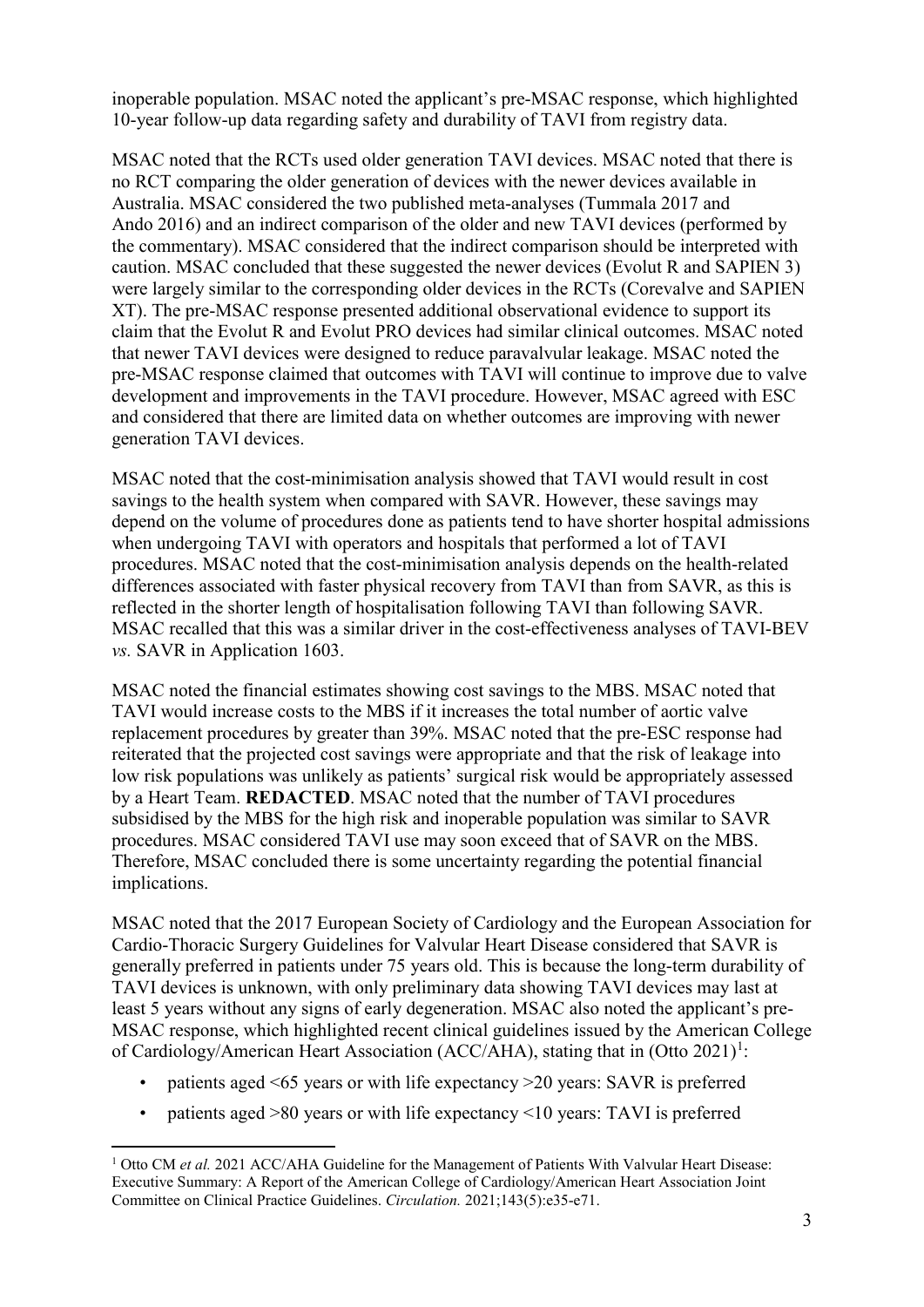inoperable population. MSAC noted the applicant's pre-MSAC response, which highlighted 10-year follow-up data regarding safety and durability of TAVI from registry data.

MSAC noted that the RCTs used older generation TAVI devices. MSAC noted that there is no RCT comparing the older generation of devices with the newer devices available in Australia. MSAC considered the two published meta-analyses (Tummala 2017 and Ando 2016) and an indirect comparison of the older and new TAVI devices (performed by the commentary). MSAC considered that the indirect comparison should be interpreted with caution. MSAC concluded that these suggested the newer devices (Evolut R and SAPIEN 3) were largely similar to the corresponding older devices in the RCTs (Corevalve and SAPIEN XT). The pre-MSAC response presented additional observational evidence to support its claim that the Evolut R and Evolut PRO devices had similar clinical outcomes. MSAC noted that newer TAVI devices were designed to reduce paravalvular leakage. MSAC noted the pre-MSAC response claimed that outcomes with TAVI will continue to improve due to valve development and improvements in the TAVI procedure. However, MSAC agreed with ESC and considered that there are limited data on whether outcomes are improving with newer generation TAVI devices.

MSAC noted that the cost-minimisation analysis showed that TAVI would result in cost savings to the health system when compared with SAVR. However, these savings may depend on the volume of procedures done as patients tend to have shorter hospital admissions when undergoing TAVI with operators and hospitals that performed a lot of TAVI procedures. MSAC noted that the cost-minimisation analysis depends on the health-related differences associated with faster physical recovery from TAVI than from SAVR, as this is reflected in the shorter length of hospitalisation following TAVI than following SAVR. MSAC recalled that this was a similar driver in the cost-effectiveness analyses of TAVI-BEV *vs.* SAVR in Application 1603.

MSAC noted the financial estimates showing cost savings to the MBS. MSAC noted that TAVI would increase costs to the MBS if it increases the total number of aortic valve replacement procedures by greater than 39%. MSAC noted that the pre-ESC response had reiterated that the projected cost savings were appropriate and that the risk of leakage into low risk populations was unlikely as patients' surgical risk would be appropriately assessed by a Heart Team. **REDACTED**. MSAC noted that the number of TAVI procedures subsidised by the MBS for the high risk and inoperable population was similar to SAVR procedures. MSAC considered TAVI use may soon exceed that of SAVR on the MBS. Therefore, MSAC concluded there is some uncertainty regarding the potential financial implications.

MSAC noted that the 2017 European Society of Cardiology and the European Association for Cardio-Thoracic Surgery Guidelines for Valvular Heart Disease considered that SAVR is generally preferred in patients under 75 years old. This is because the long-term durability of TAVI devices is unknown, with only preliminary data showing TAVI devices may last at least 5 years without any signs of early degeneration. MSAC also noted the applicant's pre-MSAC response, which highlighted recent clinical guidelines issued by the American College of Cardiology/American Heart Association (ACC/AHA), stating that in (Otto 2021)[1]:

- patients aged <65 years or with life expectancy >20 years: SAVR is preferred
- patients aged >80 years or with life expectancy <10 years: TAVI is preferred

[1] Otto CM *et al.* 2021 ACC/AHA Guideline for the Management of Patients With Valvular Heart Disease: Executive Summary: A Report of the American College of Cardiology/American Heart Association Joint Committee on Clinical Practice Guidelines. *Circulation.* 2021;143(5):e35-e71.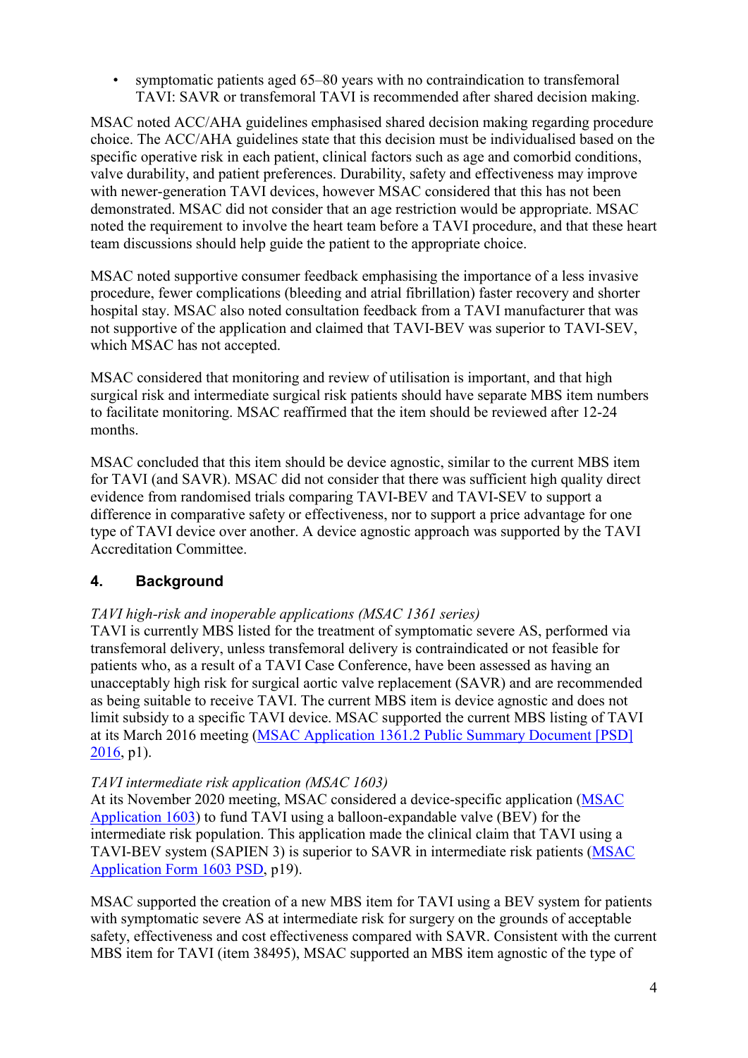- symptomatic patients aged 65–80 years with no contraindication to transfemoral TAVI: SAVR or transfemoral TAVI is recommended after shared decision making.

MSAC noted ACC/AHA guidelines emphasised shared decision making regarding procedure choice. The ACC/AHA guidelines state that this decision must be individualised based on the specific operative risk in each patient, clinical factors such as age and comorbid conditions, valve durability, and patient preferences. Durability, safety and effectiveness may improve with newer-generation TAVI devices, however MSAC considered that this has not been demonstrated. MSAC did not consider that an age restriction would be appropriate. MSAC noted the requirement to involve the heart team before a TAVI procedure, and that these heart team discussions should help guide the patient to the appropriate choice.

MSAC noted supportive consumer feedback emphasising the importance of a less invasive procedure, fewer complications (bleeding and atrial fibrillation) faster recovery and shorter hospital stay. MSAC also noted consultation feedback from a TAVI manufacturer that was not supportive of the application and claimed that TAVI-BEV was superior to TAVI-SEV, which MSAC has not accepted.

MSAC considered that monitoring and review of utilisation is important, and that high surgical risk and intermediate surgical risk patients should have separate MBS item numbers to facilitate monitoring. MSAC reaffirmed that the item should be reviewed after 12-24 months.

MSAC concluded that this item should be device agnostic, similar to the current MBS item for TAVI (and SAVR). MSAC did not consider that there was sufficient high quality direct evidence from randomised trials comparing TAVI-BEV and TAVI-SEV to support a difference in comparative safety or effectiveness, nor to support a price advantage for one type of TAVI device over another. A device agnostic approach was supported by the TAVI Accreditation Committee.

## 4. Background

*TAVI high-risk and inoperable applications (MSAC 1361 series)*

TAVI is currently MBS listed for the treatment of symptomatic severe AS, performed via transfemoral delivery, unless transfemoral delivery is contraindicated or not feasible for patients who, as a result of a TAVI Case Conference, have been assessed as having an unacceptably high risk for surgical aortic valve replacement (SAVR) and are recommended as being suitable to receive TAVI. The current MBS item is device agnostic and does not limit subsidy to a specific TAVI device. MSAC supported the current MBS listing of TAVI at its March 2016 meeting (MSAC Application 1361.2 Public Summary Document [PSD] 2016, p1).

*TAVI intermediate risk application (MSAC 1603)*

At its November 2020 meeting, MSAC considered a device-specific application (MSAC Application 1603) to fund TAVI using a balloon-expandable valve (BEV) for the intermediate risk population. This application made the clinical claim that TAVI using a TAVI-BEV system (SAPIEN 3) is superior to SAVR in intermediate risk patients (MSAC Application Form 1603 PSD, p19).

MSAC supported the creation of a new MBS item for TAVI using a BEV system for patients with symptomatic severe AS at intermediate risk for surgery on the grounds of acceptable safety, effectiveness and cost effectiveness compared with SAVR. Consistent with the current MBS item for TAVI (item 38495), MSAC supported an MBS item agnostic of the type of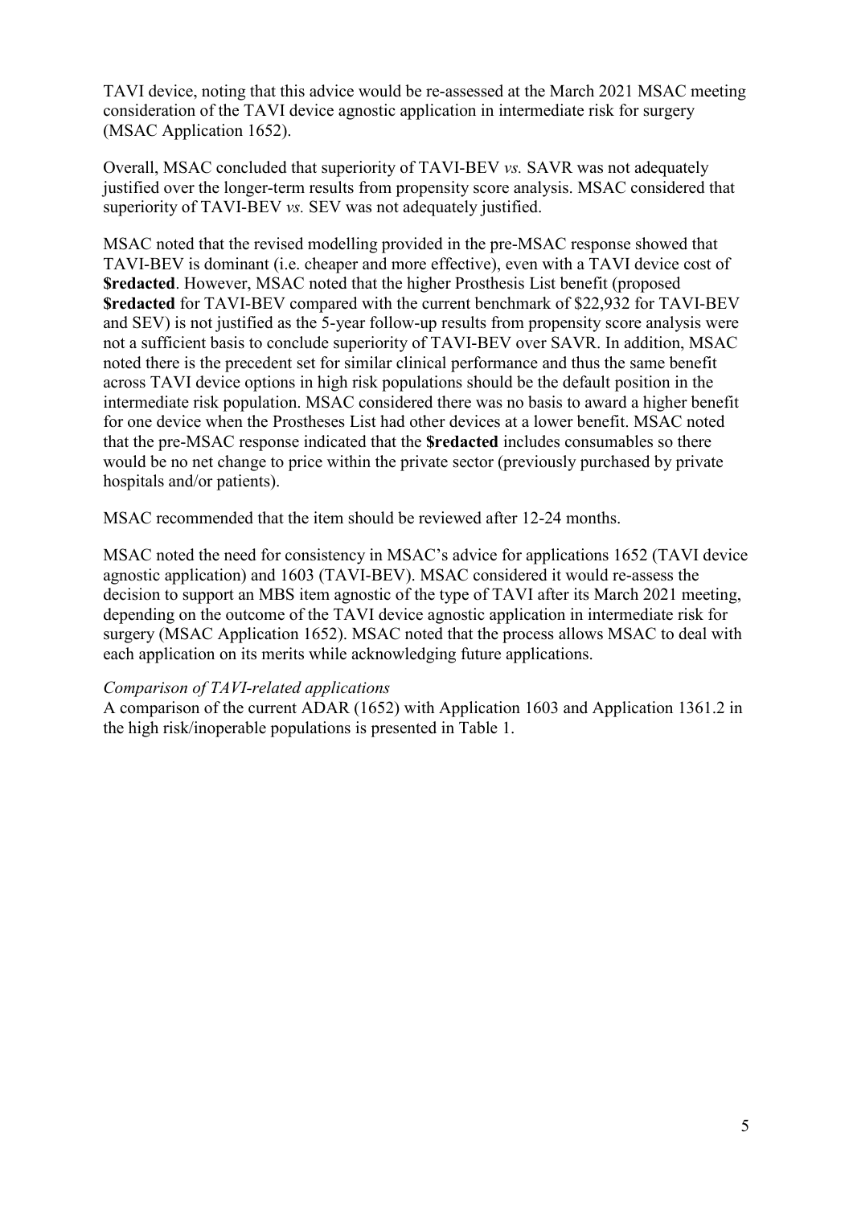TAVI device, noting that this advice would be re-assessed at the March 2021 MSAC meeting consideration of the TAVI device agnostic application in intermediate risk for surgery (MSAC Application 1652).

Overall, MSAC concluded that superiority of TAVI-BEV *vs.* SAVR was not adequately justified over the longer-term results from propensity score analysis. MSAC considered that superiority of TAVI-BEV *vs.* SEV was not adequately justified.

MSAC noted that the revised modelling provided in the pre-MSAC response showed that TAVI-BEV is dominant (i.e. cheaper and more effective), even with a TAVI device cost of **$redacted**. However, MSAC noted that the higher Prosthesis List benefit (proposed **$redacted** for TAVI-BEV compared with the current benchmark of $22,932 for TAVI-BEV and SEV) is not justified as the 5-year follow-up results from propensity score analysis were not a sufficient basis to conclude superiority of TAVI-BEV over SAVR. In addition, MSAC noted there is the precedent set for similar clinical performance and thus the same benefit across TAVI device options in high risk populations should be the default position in the intermediate risk population. MSAC considered there was no basis to award a higher benefit for one device when the Prostheses List had other devices at a lower benefit. MSAC noted that the pre-MSAC response indicated that the **$redacted** includes consumables so there would be no net change to price within the private sector (previously purchased by private hospitals and/or patients).

MSAC recommended that the item should be reviewed after 12-24 months.

MSAC noted the need for consistency in MSAC's advice for applications 1652 (TAVI device agnostic application) and 1603 (TAVI-BEV). MSAC considered it would re-assess the decision to support an MBS item agnostic of the type of TAVI after its March 2021 meeting, depending on the outcome of the TAVI device agnostic application in intermediate risk for surgery (MSAC Application 1652). MSAC noted that the process allows MSAC to deal with each application on its merits while acknowledging future applications.

*Comparison of TAVI-related applications*

A comparison of the current ADAR (1652) with Application 1603 and Application 1361.2 in the high risk/inoperable populations is presented in Table 1.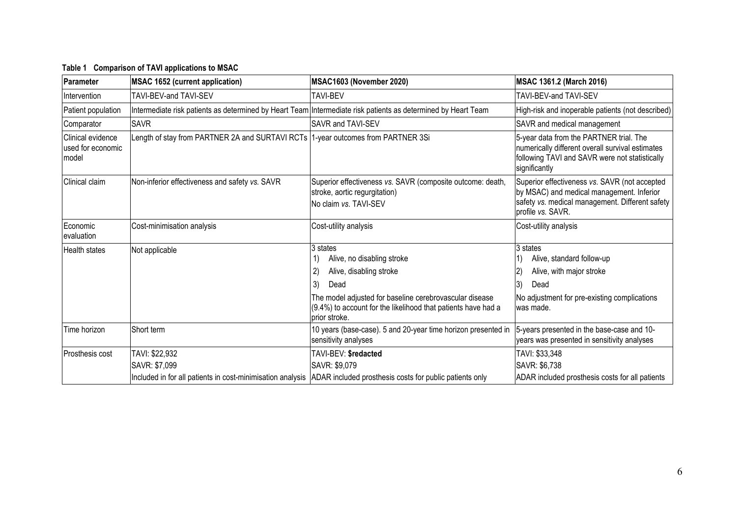**Table 1 Comparison of TAVI applications to MSAC**

| Parameter | MSAC 1652 (current application) | MSAC1603 (November 2020) | MSAC 1361.2 (March 2016) |
|---|---|---|---|
| Intervention | TAVI-BEV-and TAVI-SEV | TAVI-BEV | TAVI-BEV-and TAVI-SEV |
| Patient population | Intermediate risk patients as determined by Heart Team | Intermediate risk patients as determined by Heart Team | High-risk and inoperable patients (not described) |
| Comparator | SAVR | SAVR and TAVI-SEV | SAVR and medical management |
| Clinical evidence used for economic model | Length of stay from PARTNER 2A and SURTAVI RCTs | 1-year outcomes from PARTNER 3Si | 5-year data from the PARTNER trial. The numerically different overall survival estimates following TAVI and SAVR were not statistically significantly |
| Clinical claim | Non-inferior effectiveness and safety *vs.* SAVR | Superior effectiveness *vs.* SAVR (composite outcome: death, stroke, aortic regurgitation)<br>No claim *vs.* TAVI-SEV | Superior effectiveness *vs.* SAVR (not accepted by MSAC) and medical management. Inferior safety *vs.* medical management. Different safety profile *vs.* SAVR. |
| Economic evaluation | Cost-minimisation analysis | Cost-utility analysis | Cost-utility analysis |
| Health states | Not applicable | 3 states<br>1) Alive, no disabling stroke<br>2) Alive, disabling stroke<br>3) Dead<br>The model adjusted for baseline cerebrovascular disease (9.4%) to account for the likelihood that patients have had a prior stroke. | 3 states<br>1) Alive, standard follow-up<br>2) Alive, with major stroke<br>3) Dead<br>No adjustment for pre-existing complications was made. |
| Time horizon | Short term | 10 years (base-case). 5 and 20-year time horizon presented in sensitivity analyses | 5-years presented in the base-case and 10-years was presented in sensitivity analyses |
| Prosthesis cost | TAVI: $22,932<br>SAVR: $7,099<br>Included in for all patients in cost-minimisation analysis | TAVI-BEV: **$redacted**<br>SAVR: $9,079<br>ADAR included prosthesis costs for public patients only | TAVI: $33,348<br>SAVR: $6,738<br>ADAR included prosthesis costs for all patients |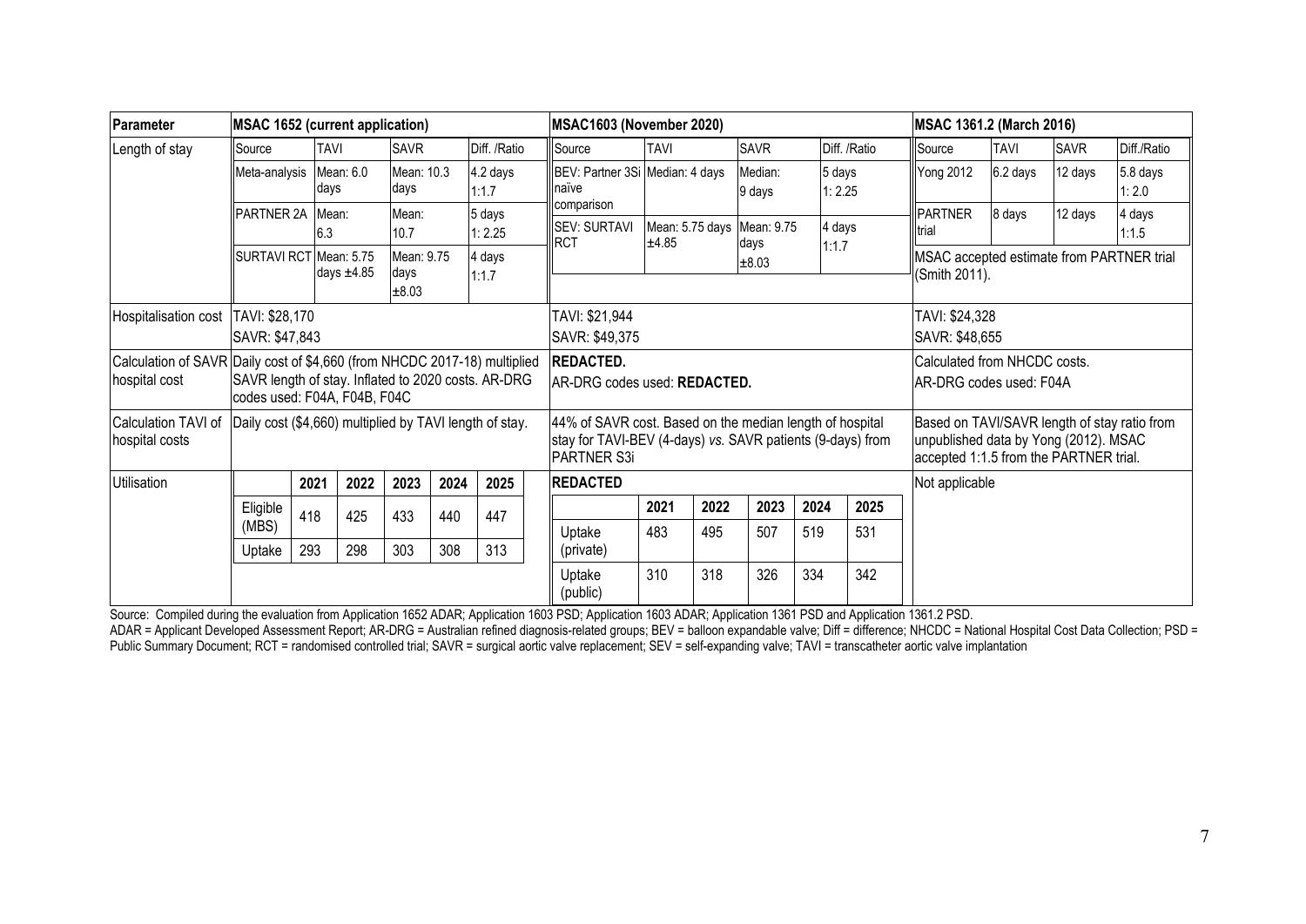| Parameter | MSAC 1652 (current application) | MSAC1603 (November 2020) | MSAC 1361.2 (March 2016) |
|---|---|---|---|
| Length of stay | Source / TAVI / SAVR / Diff. /Ratio<br>Meta-analysis / Mean: 6.0 days / Mean: 10.3 days / 4.2 days 1:1.7<br>PARTNER 2A / Mean: 6.3 / Mean: 10.7 / 5 days 1: 2.25<br>SURTAVI RCT / Mean: 5.75 days ±4.85 / Mean: 9.75 days ±8.03 / 4 days 1:1.7 | Source / TAVI / SAVR / Diff. /Ratio<br>BEV: Partner 3Si naïve comparison / Median: 4 days / Median: 9 days / 5 days 1: 2.25<br>SEV: SURTAVI RCT / Mean: 5.75 days ±4.85 / Mean: 9.75 days ±8.03 / 4 days 1:1.7 | Source / TAVI / SAVR / Diff./Ratio<br>Yong 2012 / 6.2 days / 12 days / 5.8 days 1: 2.0<br>PARTNER trial / 8 days / 12 days / 4 days 1:1.5<br>MSAC accepted estimate from PARTNER trial (Smith 2011). |
| Hospitalisation cost | TAVI: $28,170<br>SAVR: $47,843 | TAVI: $21,944<br>SAVR: $49,375 | TAVI: $24,328<br>SAVR: $48,655 |
| Calculation of SAVR hospital cost | Daily cost of $4,660 (from NHCDC 2017-18) multiplied SAVR length of stay. Inflated to 2020 costs. AR-DRG codes used: F04A, F04B, F04C | **REDACTED.**<br>AR-DRG codes used: **REDACTED.** | Calculated from NHCDC costs.<br>AR-DRG codes used: F04A |
| Calculation TAVI of hospital costs | Daily cost ($4,660) multiplied by TAVI length of stay. | 44% of SAVR cost. Based on the median length of hospital stay for TAVI-BEV (4-days) *vs.* SAVR patients (9-days) from PARTNER S3i | Based on TAVI/SAVR length of stay ratio from unpublished data by Yong (2012). MSAC accepted 1:1.5 from the PARTNER trial. |
| Utilisation | / 2021 / 2022 / 2023 / 2024 / 2025<br>Eligible (MBS) / 418 / 425 / 433 / 440 / 447<br>Uptake / 293 / 298 / 303 / 308 / 313 | **REDACTED**<br>/ 2021 / 2022 / 2023 / 2024 / 2025<br>Uptake (private) / 483 / 495 / 507 / 519 / 531<br>Uptake (public) / 310 / 318 / 326 / 334 / 342 | Not applicable |

Source: Compiled during the evaluation from Application 1652 ADAR; Application 1603 PSD; Application 1603 ADAR; Application 1361 PSD and Application 1361.2 PSD.

ADAR = Applicant Developed Assessment Report; AR-DRG = Australian refined diagnosis-related groups; BEV = balloon expandable valve; Diff = difference; NHCDC = National Hospital Cost Data Collection; PSD = Public Summary Document; RCT = randomised controlled trial; SAVR = surgical aortic valve replacement; SEV = self-expanding valve; TAVI = transcatheter aortic valve implantation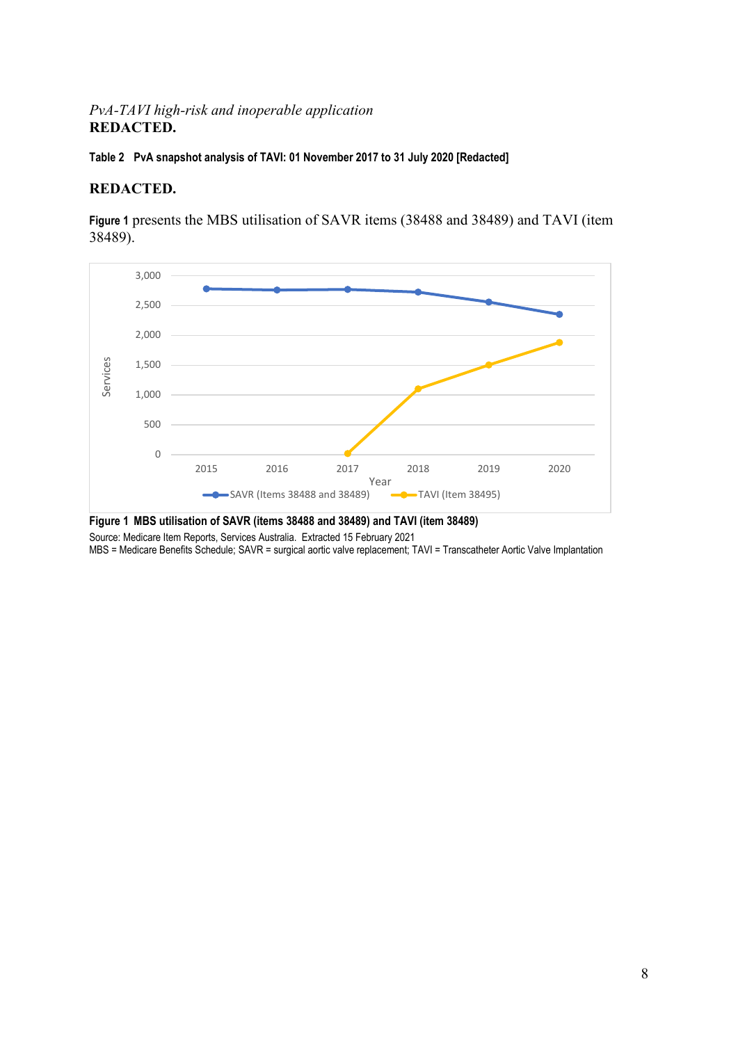*PvA-TAVI high-risk and inoperable application*

**REDACTED.**

**Table 2 PvA snapshot analysis of TAVI: 01 November 2017 to 31 July 2020 [Redacted]**

**REDACTED.**

**Figure 1** presents the MBS utilisation of SAVR items (38488 and 38489) and TAVI (item 38489).

**Figure 1 MBS utilisation of SAVR (items 38488 and 38489) and TAVI (item 38489)**

Source: Medicare Item Reports, Services Australia. Extracted 15 February 2021

MBS = Medicare Benefits Schedule; SAVR = surgical aortic valve replacement; TAVI = Transcatheter Aortic Valve Implantation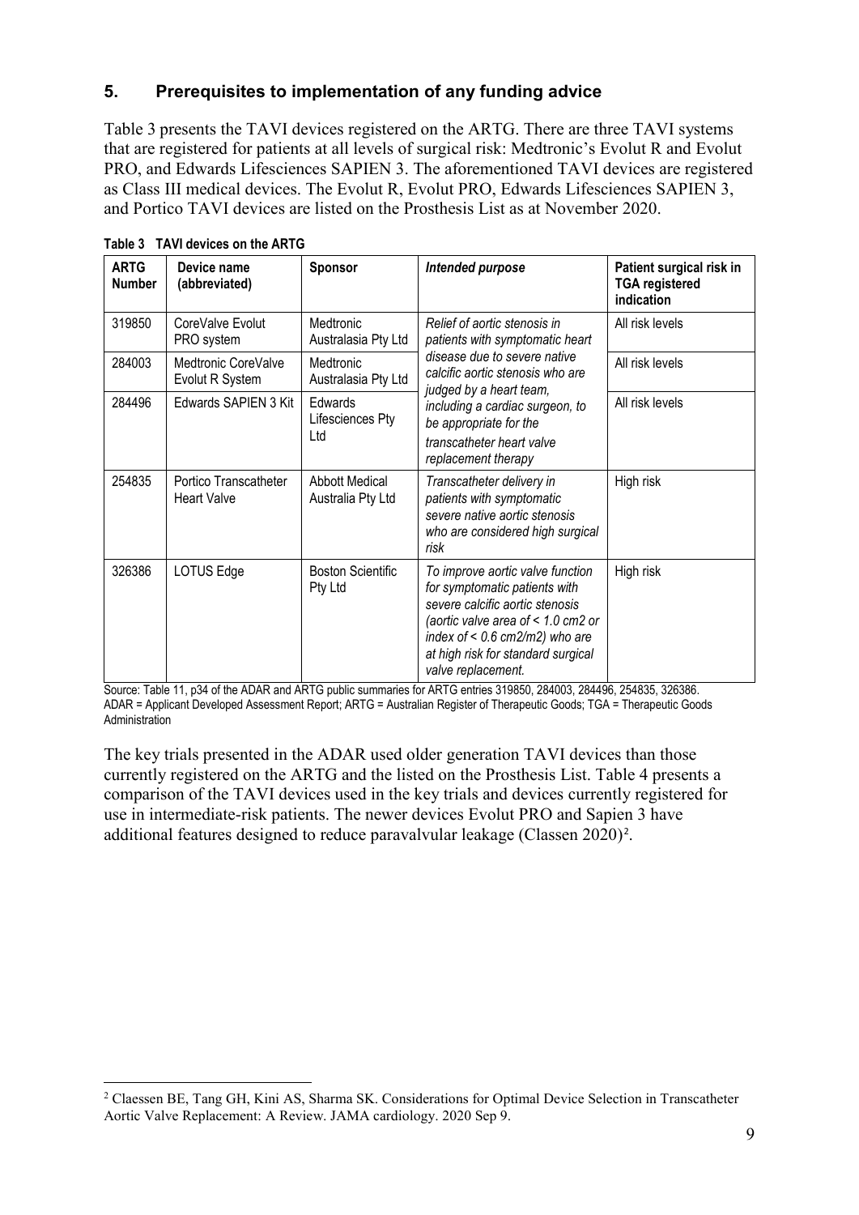## 5. Prerequisites to implementation of any funding advice

Table 3 presents the TAVI devices registered on the ARTG. There are three TAVI systems that are registered for patients at all levels of surgical risk: Medtronic's Evolut R and Evolut PRO, and Edwards Lifesciences SAPIEN 3. The aforementioned TAVI devices are registered as Class III medical devices. The Evolut R, Evolut PRO, Edwards Lifesciences SAPIEN 3, and Portico TAVI devices are listed on the Prosthesis List as at November 2020.

**Table 3 TAVI devices on the ARTG**

| ARTG Number | Device name (abbreviated) | Sponsor | *Intended purpose* | Patient surgical risk in TGA registered indication |
|---|---|---|---|---|
| 319850 | CoreValve Evolut PRO system | Medtronic Australasia Pty Ltd | *Relief of aortic stenosis in patients with symptomatic heart disease due to severe native calcific aortic stenosis who are judged by a heart team, including a cardiac surgeon, to be appropriate for the transcatheter heart valve replacement therapy* | All risk levels |
| 284003 | Medtronic CoreValve Evolut R System | Medtronic Australasia Pty Ltd | | All risk levels |
| 284496 | Edwards SAPIEN 3 Kit | Edwards Lifesciences Pty Ltd | | All risk levels |
| 254835 | Portico Transcatheter Heart Valve | Abbott Medical Australia Pty Ltd | *Transcatheter delivery in patients with symptomatic severe native aortic stenosis who are considered high surgical risk* | High risk |
| 326386 | LOTUS Edge | Boston Scientific Pty Ltd | *To improve aortic valve function for symptomatic patients with severe calcific aortic stenosis (aortic valve area of < 1.0 cm2 or index of < 0.6 cm2/m2) who are at high risk for standard surgical valve replacement.* | High risk |

Source: Table 11, p34 of the ADAR and ARTG public summaries for ARTG entries 319850, 284003, 284496, 254835, 326386.
ADAR = Applicant Developed Assessment Report; ARTG = Australian Register of Therapeutic Goods; TGA = Therapeutic Goods Administration

The key trials presented in the ADAR used older generation TAVI devices than those currently registered on the ARTG and the listed on the Prosthesis List. Table 4 presents a comparison of the TAVI devices used in the key trials and devices currently registered for use in intermediate-risk patients. The newer devices Evolut PRO and Sapien 3 have additional features designed to reduce paravalvular leakage (Classen 2020)[2].

[2] Claessen BE, Tang GH, Kini AS, Sharma SK. Considerations for Optimal Device Selection in Transcatheter Aortic Valve Replacement: A Review. JAMA cardiology. 2020 Sep 9.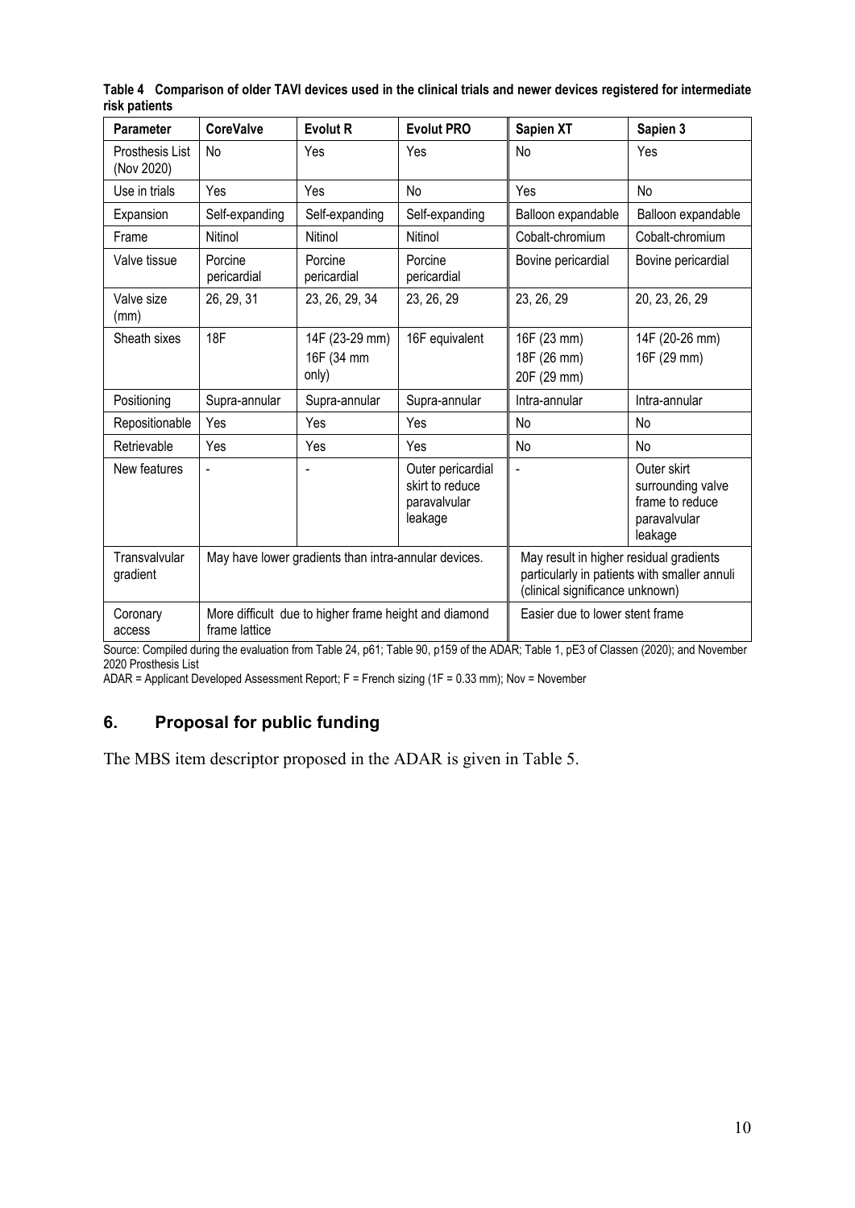**Table 4 Comparison of older TAVI devices used in the clinical trials and newer devices registered for intermediate risk patients**

| Parameter | CoreValve | Evolut R | Evolut PRO | Sapien XT | Sapien 3 |
|---|---|---|---|---|---|
| Prosthesis List (Nov 2020) | No | Yes | Yes | No | Yes |
| Use in trials | Yes | Yes | No | Yes | No |
| Expansion | Self-expanding | Self-expanding | Self-expanding | Balloon expandable | Balloon expandable |
| Frame | Nitinol | Nitinol | Nitinol | Cobalt-chromium | Cobalt-chromium |
| Valve tissue | Porcine pericardial | Porcine pericardial | Porcine pericardial | Bovine pericardial | Bovine pericardial |
| Valve size (mm) | 26, 29, 31 | 23, 26, 29, 34 | 23, 26, 29 | 23, 26, 29 | 20, 23, 26, 29 |
| Sheath sixes | 18F | 14F (23-29 mm) 16F (34 mm only) | 16F equivalent | 16F (23 mm) 18F (26 mm) 20F (29 mm) | 14F (20-26 mm) 16F (29 mm) |
| Positioning | Supra-annular | Supra-annular | Supra-annular | Intra-annular | Intra-annular |
| Repositionable | Yes | Yes | Yes | No | No |
| Retrievable | Yes | Yes | Yes | No | No |
| New features | - | - | Outer pericardial skirt to reduce paravalvular leakage | - | Outer skirt surrounding valve frame to reduce paravalvular leakage |
| Transvalvular gradient | May have lower gradients than intra-annular devices. | | | May result in higher residual gradients particularly in patients with smaller annuli (clinical significance unknown) | |
| Coronary access | More difficult due to higher frame height and diamond frame lattice | | | Easier due to lower stent frame | |

Source: Compiled during the evaluation from Table 24, p61; Table 90, p159 of the ADAR; Table 1, pE3 of Classen (2020); and November 2020 Prosthesis List

ADAR = Applicant Developed Assessment Report; F = French sizing (1F = 0.33 mm); Nov = November

## 6. Proposal for public funding

The MBS item descriptor proposed in the ADAR is given in Table 5.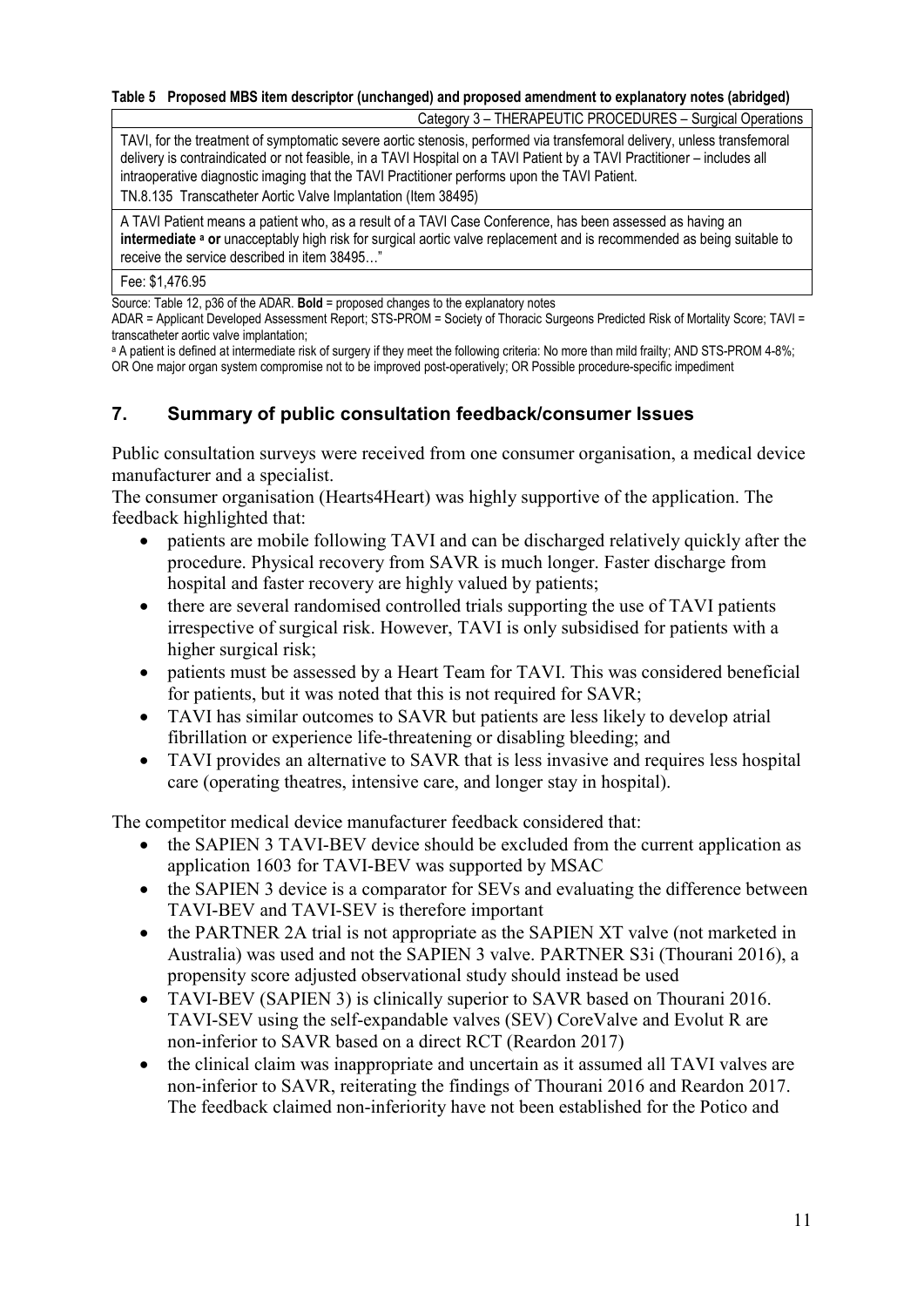**Table 5 Proposed MBS item descriptor (unchanged) and proposed amendment to explanatory notes (abridged)**

| Category 3 – THERAPEUTIC PROCEDURES – Surgical Operations |
|---|
| TAVI, for the treatment of symptomatic severe aortic stenosis, performed via transfemoral delivery, unless transfemoral delivery is contraindicated or not feasible, in a TAVI Hospital on a TAVI Patient by a TAVI Practitioner – includes all intraoperative diagnostic imaging that the TAVI Practitioner performs upon the TAVI Patient. TN.8.135 Transcatheter Aortic Valve Implantation (Item 38495) |
| A TAVI Patient means a patient who, as a result of a TAVI Case Conference, has been assessed as having an **intermediate** [a] **or** unacceptably high risk for surgical aortic valve replacement and is recommended as being suitable to receive the service described in item 38495…" |
| Fee: $1,476.95 |

Source: Table 12, p36 of the ADAR. **Bold** = proposed changes to the explanatory notes
ADAR = Applicant Developed Assessment Report; STS-PROM = Society of Thoracic Surgeons Predicted Risk of Mortality Score; TAVI = transcatheter aortic valve implantation;
[a] A patient is defined at intermediate risk of surgery if they meet the following criteria: No more than mild frailty; AND STS-PROM 4-8%; OR One major organ system compromise not to be improved post-operatively; OR Possible procedure-specific impediment

## 7. Summary of public consultation feedback/consumer Issues

Public consultation surveys were received from one consumer organisation, a medical device manufacturer and a specialist.

The consumer organisation (Hearts4Heart) was highly supportive of the application. The feedback highlighted that:

- patients are mobile following TAVI and can be discharged relatively quickly after the procedure. Physical recovery from SAVR is much longer. Faster discharge from hospital and faster recovery are highly valued by patients;
- there are several randomised controlled trials supporting the use of TAVI patients irrespective of surgical risk. However, TAVI is only subsidised for patients with a higher surgical risk;
- patients must be assessed by a Heart Team for TAVI. This was considered beneficial for patients, but it was noted that this is not required for SAVR;
- TAVI has similar outcomes to SAVR but patients are less likely to develop atrial fibrillation or experience life-threatening or disabling bleeding; and
- TAVI provides an alternative to SAVR that is less invasive and requires less hospital care (operating theatres, intensive care, and longer stay in hospital).

The competitor medical device manufacturer feedback considered that:

- the SAPIEN 3 TAVI-BEV device should be excluded from the current application as application 1603 for TAVI-BEV was supported by MSAC
- the SAPIEN 3 device is a comparator for SEVs and evaluating the difference between TAVI-BEV and TAVI-SEV is therefore important
- the PARTNER 2A trial is not appropriate as the SAPIEN XT valve (not marketed in Australia) was used and not the SAPIEN 3 valve. PARTNER S3i (Thourani 2016), a propensity score adjusted observational study should instead be used
- TAVI-BEV (SAPIEN 3) is clinically superior to SAVR based on Thourani 2016. TAVI-SEV using the self-expandable valves (SEV) CoreValve and Evolut R are non-inferior to SAVR based on a direct RCT (Reardon 2017)
- the clinical claim was inappropriate and uncertain as it assumed all TAVI valves are non-inferior to SAVR, reiterating the findings of Thourani 2016 and Reardon 2017. The feedback claimed non-inferiority have not been established for the Potico and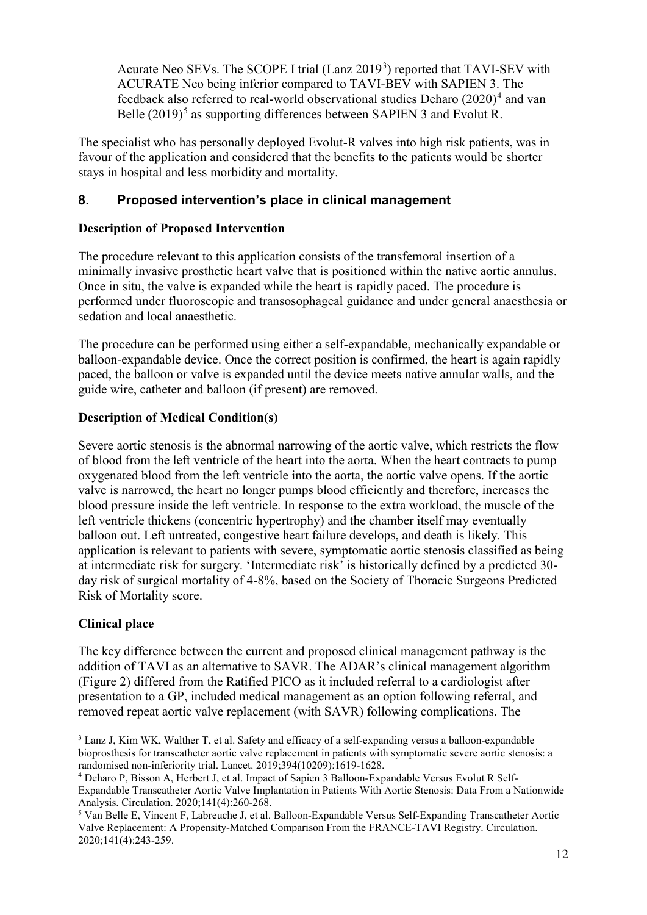Acurate Neo SEVs. The SCOPE I trial (Lanz 2019[3]) reported that TAVI-SEV with ACURATE Neo being inferior compared to TAVI-BEV with SAPIEN 3. The feedback also referred to real-world observational studies Deharo (2020)[4] and van Belle (2019)[5] as supporting differences between SAPIEN 3 and Evolut R.

The specialist who has personally deployed Evolut-R valves into high risk patients, was in favour of the application and considered that the benefits to the patients would be shorter stays in hospital and less morbidity and mortality.

## 8. Proposed intervention's place in clinical management

### Description of Proposed Intervention

The procedure relevant to this application consists of the transfemoral insertion of a minimally invasive prosthetic heart valve that is positioned within the native aortic annulus. Once in situ, the valve is expanded while the heart is rapidly paced. The procedure is performed under fluoroscopic and transosophageal guidance and under general anaesthesia or sedation and local anaesthetic.

The procedure can be performed using either a self-expandable, mechanically expandable or balloon-expandable device. Once the correct position is confirmed, the heart is again rapidly paced, the balloon or valve is expanded until the device meets native annular walls, and the guide wire, catheter and balloon (if present) are removed.

### Description of Medical Condition(s)

Severe aortic stenosis is the abnormal narrowing of the aortic valve, which restricts the flow of blood from the left ventricle of the heart into the aorta. When the heart contracts to pump oxygenated blood from the left ventricle into the aorta, the aortic valve opens. If the aortic valve is narrowed, the heart no longer pumps blood efficiently and therefore, increases the blood pressure inside the left ventricle. In response to the extra workload, the muscle of the left ventricle thickens (concentric hypertrophy) and the chamber itself may eventually balloon out. Left untreated, congestive heart failure develops, and death is likely. This application is relevant to patients with severe, symptomatic aortic stenosis classified as being at intermediate risk for surgery. 'Intermediate risk' is historically defined by a predicted 30-day risk of surgical mortality of 4-8%, based on the Society of Thoracic Surgeons Predicted Risk of Mortality score.

### Clinical place

The key difference between the current and proposed clinical management pathway is the addition of TAVI as an alternative to SAVR. The ADAR's clinical management algorithm (Figure 2) differed from the Ratified PICO as it included referral to a cardiologist after presentation to a GP, included medical management as an option following referral, and removed repeat aortic valve replacement (with SAVR) following complications. The

---

[3] Lanz J, Kim WK, Walther T, et al. Safety and efficacy of a self-expanding versus a balloon-expandable bioprosthesis for transcatheter aortic valve replacement in patients with symptomatic severe aortic stenosis: a randomised non-inferiority trial. Lancet. 2019;394(10209):1619-1628.

[4] Deharo P, Bisson A, Herbert J, et al. Impact of Sapien 3 Balloon-Expandable Versus Evolut R Self-Expandable Transcatheter Aortic Valve Implantation in Patients With Aortic Stenosis: Data From a Nationwide Analysis. Circulation. 2020;141(4):260-268.

[5] Van Belle E, Vincent F, Labreuche J, et al. Balloon-Expandable Versus Self-Expanding Transcatheter Aortic Valve Replacement: A Propensity-Matched Comparison From the FRANCE-TAVI Registry. Circulation. 2020;141(4):243-259.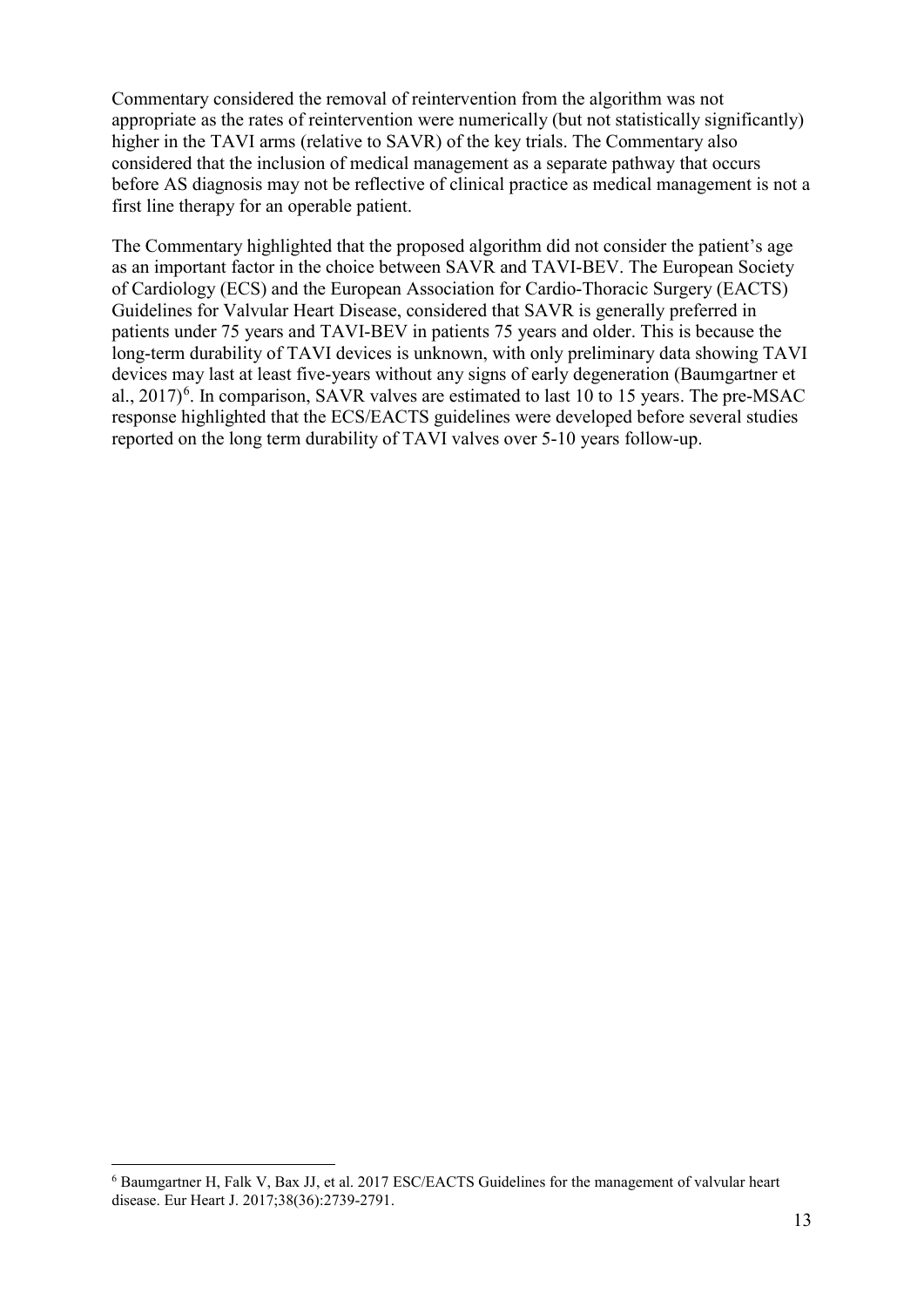Commentary considered the removal of reintervention from the algorithm was not appropriate as the rates of reintervention were numerically (but not statistically significantly) higher in the TAVI arms (relative to SAVR) of the key trials. The Commentary also considered that the inclusion of medical management as a separate pathway that occurs before AS diagnosis may not be reflective of clinical practice as medical management is not a first line therapy for an operable patient.

The Commentary highlighted that the proposed algorithm did not consider the patient's age as an important factor in the choice between SAVR and TAVI-BEV. The European Society of Cardiology (ECS) and the European Association for Cardio-Thoracic Surgery (EACTS) Guidelines for Valvular Heart Disease, considered that SAVR is generally preferred in patients under 75 years and TAVI-BEV in patients 75 years and older. This is because the long-term durability of TAVI devices is unknown, with only preliminary data showing TAVI devices may last at least five-years without any signs of early degeneration (Baumgartner et al., 2017)[6]. In comparison, SAVR valves are estimated to last 10 to 15 years. The pre-MSAC response highlighted that the ECS/EACTS guidelines were developed before several studies reported on the long term durability of TAVI valves over 5-10 years follow-up.

[6] Baumgartner H, Falk V, Bax JJ, et al. 2017 ESC/EACTS Guidelines for the management of valvular heart disease. Eur Heart J. 2017;38(36):2739-2791.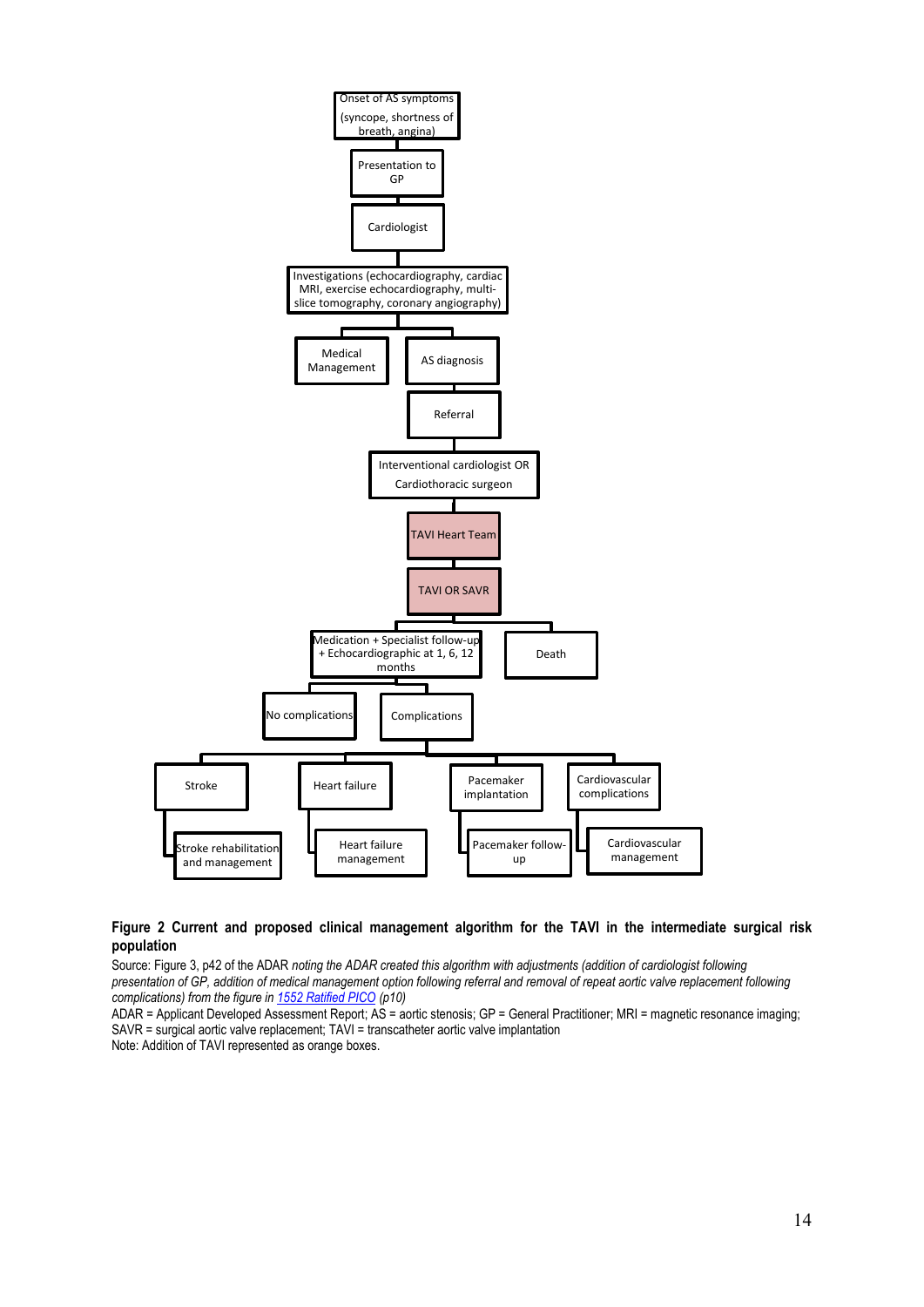Onset of AS symptoms (syncope, shortness of breath, angina)

Presentation to GP

Cardiologist

Investigations (echocardiography, cardiac MRI, exercise echocardiography, multi-slice tomography, coronary angiography)

Medical Management

AS diagnosis

Referral

Interventional cardiologist OR Cardiothoracic surgeon

TAVI Heart Team

TAVI OR SAVR

Medication + Specialist follow-up + Echocardiographic at 1, 6, 12 months

Death

No complications

Complications

Stroke

Heart failure

Pacemaker implantation

Cardiovascular complications

Stroke rehabilitation and management

Heart failure management

Pacemaker follow-up

Cardiovascular management

**Figure 2 Current and proposed clinical management algorithm for the TAVI in the intermediate surgical risk population**

Source: Figure 3, p42 of the ADAR *noting the ADAR created this algorithm with adjustments (addition of cardiologist following presentation of GP, addition of medical management option following referral and removal of repeat aortic valve replacement following complications) from the figure in* [*1552 Ratified PICO*] *(p10)*

ADAR = Applicant Developed Assessment Report; AS = aortic stenosis; GP = General Practitioner; MRI = magnetic resonance imaging; SAVR = surgical aortic valve replacement; TAVI = transcatheter aortic valve implantation

Note: Addition of TAVI represented as orange boxes.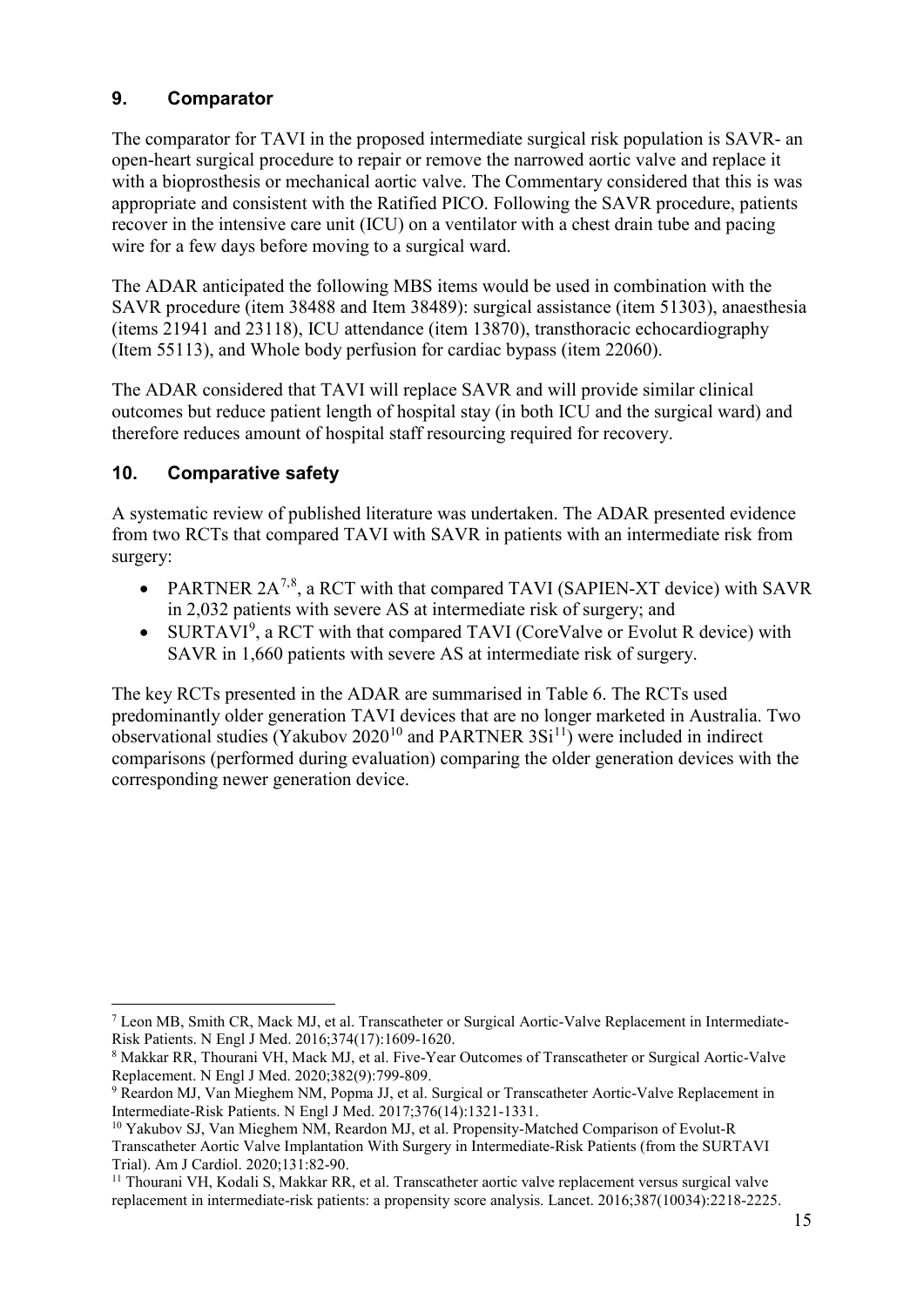## 9. Comparator

The comparator for TAVI in the proposed intermediate surgical risk population is SAVR- an open-heart surgical procedure to repair or remove the narrowed aortic valve and replace it with a bioprosthesis or mechanical aortic valve. The Commentary considered that this is was appropriate and consistent with the Ratified PICO. Following the SAVR procedure, patients recover in the intensive care unit (ICU) on a ventilator with a chest drain tube and pacing wire for a few days before moving to a surgical ward.

The ADAR anticipated the following MBS items would be used in combination with the SAVR procedure (item 38488 and Item 38489): surgical assistance (item 51303), anaesthesia (items 21941 and 23118), ICU attendance (item 13870), transthoracic echocardiography (Item 55113), and Whole body perfusion for cardiac bypass (item 22060).

The ADAR considered that TAVI will replace SAVR and will provide similar clinical outcomes but reduce patient length of hospital stay (in both ICU and the surgical ward) and therefore reduces amount of hospital staff resourcing required for recovery.

## 10. Comparative safety

A systematic review of published literature was undertaken. The ADAR presented evidence from two RCTs that compared TAVI with SAVR in patients with an intermediate risk from surgery:

- PARTNER 2A[7,8], a RCT with that compared TAVI (SAPIEN-XT device) with SAVR in 2,032 patients with severe AS at intermediate risk of surgery; and
- SURTAVI[9], a RCT with that compared TAVI (CoreValve or Evolut R device) with SAVR in 1,660 patients with severe AS at intermediate risk of surgery.

The key RCTs presented in the ADAR are summarised in Table 6. The RCTs used predominantly older generation TAVI devices that are no longer marketed in Australia. Two observational studies (Yakubov 2020[10] and PARTNER 3Si[11]) were included in indirect comparisons (performed during evaluation) comparing the older generation devices with the corresponding newer generation device.

---

[7] Leon MB, Smith CR, Mack MJ, et al. Transcatheter or Surgical Aortic-Valve Replacement in Intermediate-Risk Patients. N Engl J Med. 2016;374(17):1609-1620.

[8] Makkar RR, Thourani VH, Mack MJ, et al. Five-Year Outcomes of Transcatheter or Surgical Aortic-Valve Replacement. N Engl J Med. 2020;382(9):799-809.

[9] Reardon MJ, Van Mieghem NM, Popma JJ, et al. Surgical or Transcatheter Aortic-Valve Replacement in Intermediate-Risk Patients. N Engl J Med. 2017;376(14):1321-1331.

[10] Yakubov SJ, Van Mieghem NM, Reardon MJ, et al. Propensity-Matched Comparison of Evolut-R Transcatheter Aortic Valve Implantation With Surgery in Intermediate-Risk Patients (from the SURTAVI Trial). Am J Cardiol. 2020;131:82-90.

[11] Thourani VH, Kodali S, Makkar RR, et al. Transcatheter aortic valve replacement versus surgical valve replacement in intermediate-risk patients: a propensity score analysis. Lancet. 2016;387(10034):2218-2225.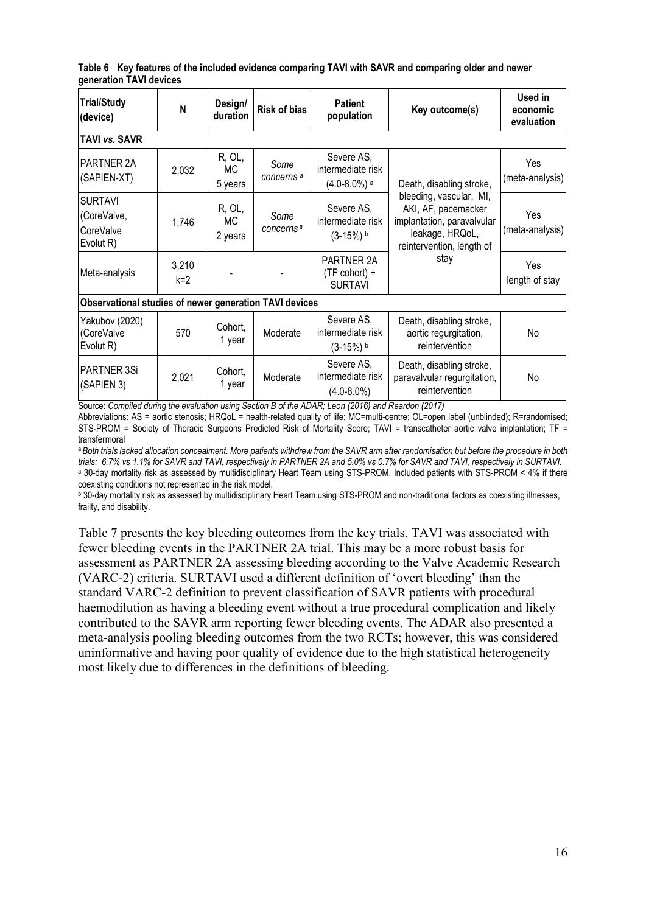**Table 6 Key features of the included evidence comparing TAVI with SAVR and comparing older and newer generation TAVI devices**

| Trial/Study (device) | N | Design/ duration | Risk of bias | Patient population | Key outcome(s) | Used in economic evaluation |
|---|---|---|---|---|---|---|
| **TAVI *vs.* SAVR** | | | | | | |
| PARTNER 2A (SAPIEN-XT) | 2,032 | R, OL, MC 5 years | *Some concerns* [a] | Severe AS, intermediate risk (4.0-8.0%) [a] | Death, disabling stroke, bleeding, vascular, MI, AKI, AF, pacemacker implantation, paravalvular leakage, HRQoL, reintervention, length of stay | Yes (meta-analysis) |
| SURTAVI (CoreValve, CoreValve Evolut R) | 1,746 | R, OL, MC 2 years | *Some concerns* [a] | Severe AS, intermediate risk (3-15%) [b] | | Yes (meta-analysis) |
| Meta-analysis | 3,210 k=2 | - | - | PARTNER 2A (TF cohort) + SURTAVI | | Yes length of stay |
| **Observational studies of newer generation TAVI devices** | | | | | | |
| Yakubov (2020) (CoreValve Evolut R) | 570 | Cohort, 1 year | Moderate | Severe AS, intermediate risk (3-15%) [b] | Death, disabling stroke, aortic regurgitation, reintervention | No |
| PARTNER 3Si (SAPIEN 3) | 2,021 | Cohort, 1 year | Moderate | Severe AS, intermediate risk (4.0-8.0%) | Death, disabling stroke, paravalvular regurgitation, reintervention | No |

Source: *Compiled during the evaluation using Section B of the ADAR; Leon (2016) and Reardon (2017)*

Abbreviations: AS = aortic stenosis; HRQoL = health-related quality of life; MC=multi-centre; OL=open label (unblinded); R=randomised; STS-PROM = Society of Thoracic Surgeons Predicted Risk of Mortality Score; TAVI = transcatheter aortic valve implantation; TF = transfermoral

[a] *Both trials lacked allocation concealment. More patients withdrew from the SAVR arm after randomisation but before the procedure in both trials: 6.7% vs 1.1% for SAVR and TAVI, respectively in PARTNER 2A and 5.0% vs 0.7% for SAVR and TAVI, respectively in SURTAVI.*

[a] 30-day mortality risk as assessed by multidisciplinary Heart Team using STS-PROM. Included patients with STS-PROM < 4% if there coexisting conditions not represented in the risk model.

[b] 30-day mortality risk as assessed by multidisciplinary Heart Team using STS-PROM and non-traditional factors as coexisting illnesses, frailty, and disability.

Table 7 presents the key bleeding outcomes from the key trials. TAVI was associated with fewer bleeding events in the PARTNER 2A trial. This may be a more robust basis for assessment as PARTNER 2A assessing bleeding according to the Valve Academic Research (VARC-2) criteria. SURTAVI used a different definition of 'overt bleeding' than the standard VARC-2 definition to prevent classification of SAVR patients with procedural haemodilution as having a bleeding event without a true procedural complication and likely contributed to the SAVR arm reporting fewer bleeding events. The ADAR also presented a meta-analysis pooling bleeding outcomes from the two RCTs; however, this was considered uninformative and having poor quality of evidence due to the high statistical heterogeneity most likely due to differences in the definitions of bleeding.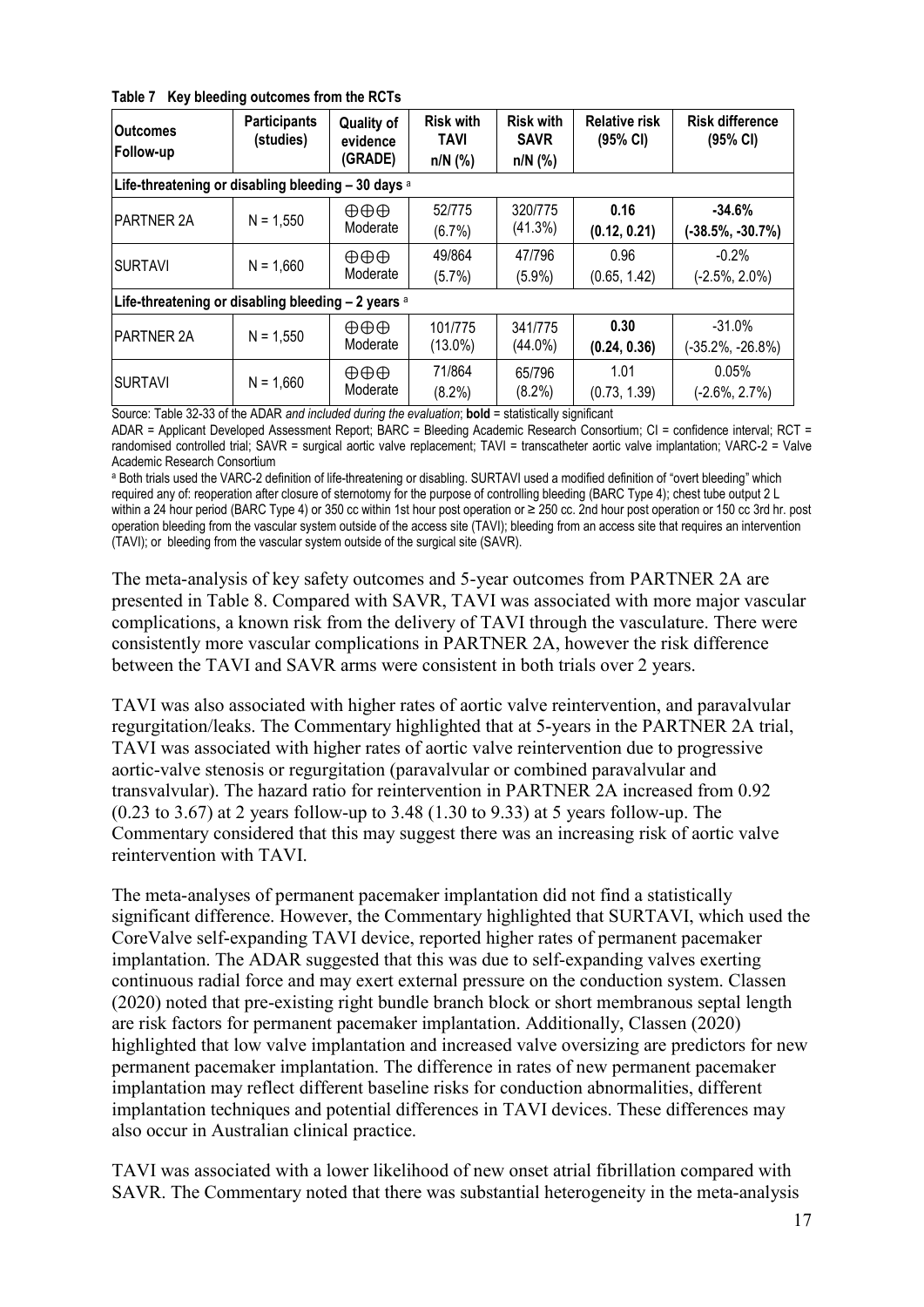**Table 7 Key bleeding outcomes from the RCTs**

| Outcomes Follow-up | Participants (studies) | Quality of evidence (GRADE) | Risk with TAVI n/N (%) | Risk with SAVR n/N (%) | Relative risk (95% CI) | Risk difference (95% CI) |
|---|---|---|---|---|---|---|
| Life-threatening or disabling bleeding – 30 days [a] | | | | | | |
| PARTNER 2A | N = 1,550 | ⊕⊕⊕ Moderate | 52/775 (6.7%) | 320/775 (41.3%) | **0.16 (0.12, 0.21)** | **-34.6% (-38.5%, -30.7%)** |
| SURTAVI | N = 1,660 | ⊕⊕⊕ Moderate | 49/864 (5.7%) | 47/796 (5.9%) | 0.96 (0.65, 1.42) | -0.2% (-2.5%, 2.0%) |
| Life-threatening or disabling bleeding – 2 years [a] | | | | | | |
| PARTNER 2A | N = 1,550 | ⊕⊕⊕ Moderate | 101/775 (13.0%) | 341/775 (44.0%) | **0.30 (0.24, 0.36)** | -31.0% (-35.2%, -26.8%) |
| SURTAVI | N = 1,660 | ⊕⊕⊕ Moderate | 71/864 (8.2%) | 65/796 (8.2%) | 1.01 (0.73, 1.39) | 0.05% (-2.6%, 2.7%) |

Source: Table 32-33 of the ADAR *and included during the evaluation*; **bold** = statistically significant

ADAR = Applicant Developed Assessment Report; BARC = Bleeding Academic Research Consortium; CI = confidence interval; RCT = randomised controlled trial; SAVR = surgical aortic valve replacement; TAVI = transcatheter aortic valve implantation; VARC-2 = Valve Academic Research Consortium

[a] Both trials used the VARC-2 definition of life-threatening or disabling. SURTAVI used a modified definition of "overt bleeding" which required any of: reoperation after closure of sternotomy for the purpose of controlling bleeding (BARC Type 4); chest tube output 2 L within a 24 hour period (BARC Type 4) or 350 cc within 1st hour post operation or ≥ 250 cc. 2nd hour post operation or 150 cc 3rd hr. post operation bleeding from the vascular system outside of the access site (TAVI); bleeding from an access site that requires an intervention (TAVI); or bleeding from the vascular system outside of the surgical site (SAVR).

The meta-analysis of key safety outcomes and 5-year outcomes from PARTNER 2A are presented in Table 8. Compared with SAVR, TAVI was associated with more major vascular complications, a known risk from the delivery of TAVI through the vasculature. There were consistently more vascular complications in PARTNER 2A, however the risk difference between the TAVI and SAVR arms were consistent in both trials over 2 years.

TAVI was also associated with higher rates of aortic valve reintervention, and paravalvular regurgitation/leaks. The Commentary highlighted that at 5-years in the PARTNER 2A trial, TAVI was associated with higher rates of aortic valve reintervention due to progressive aortic-valve stenosis or regurgitation (paravalvular or combined paravalvular and transvalvular). The hazard ratio for reintervention in PARTNER 2A increased from 0.92 (0.23 to 3.67) at 2 years follow-up to 3.48 (1.30 to 9.33) at 5 years follow-up. The Commentary considered that this may suggest there was an increasing risk of aortic valve reintervention with TAVI.

The meta-analyses of permanent pacemaker implantation did not find a statistically significant difference. However, the Commentary highlighted that SURTAVI, which used the CoreValve self-expanding TAVI device, reported higher rates of permanent pacemaker implantation. The ADAR suggested that this was due to self-expanding valves exerting continuous radial force and may exert external pressure on the conduction system. Classen (2020) noted that pre-existing right bundle branch block or short membranous septal length are risk factors for permanent pacemaker implantation. Additionally, Classen (2020) highlighted that low valve implantation and increased valve oversizing are predictors for new permanent pacemaker implantation. The difference in rates of new permanent pacemaker implantation may reflect different baseline risks for conduction abnormalities, different implantation techniques and potential differences in TAVI devices. These differences may also occur in Australian clinical practice.

TAVI was associated with a lower likelihood of new onset atrial fibrillation compared with SAVR. The Commentary noted that there was substantial heterogeneity in the meta-analysis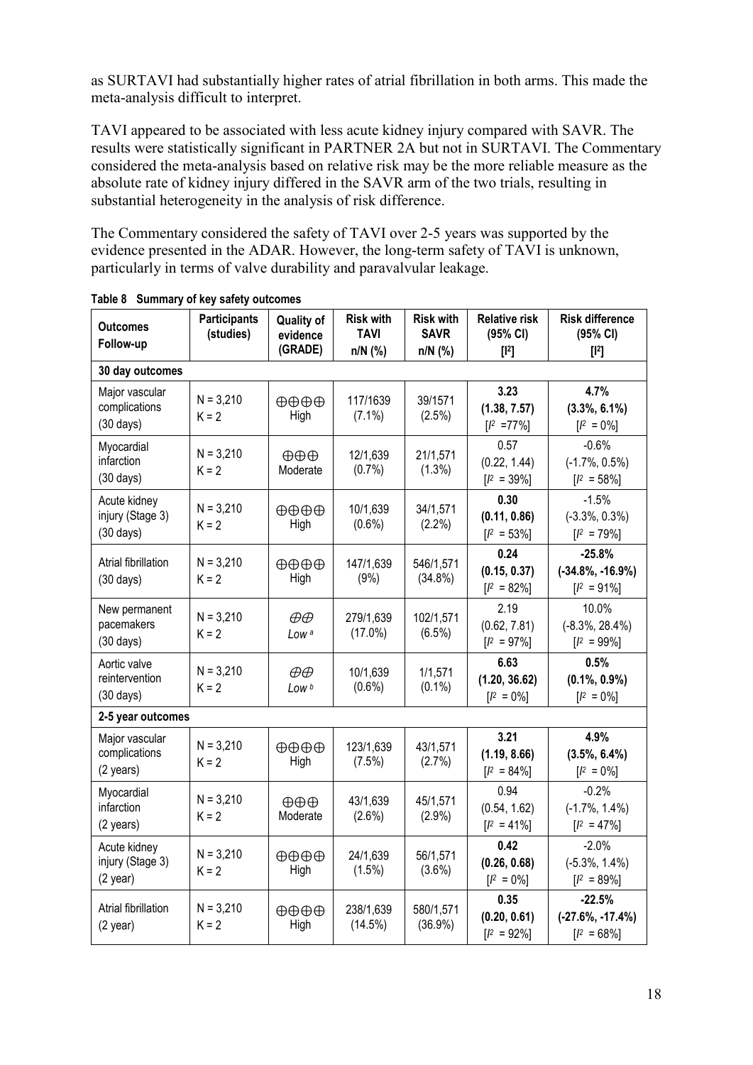as SURTAVI had substantially higher rates of atrial fibrillation in both arms. This made the meta-analysis difficult to interpret.

TAVI appeared to be associated with less acute kidney injury compared with SAVR. The results were statistically significant in PARTNER 2A but not in SURTAVI. The Commentary considered the meta-analysis based on relative risk may be the more reliable measure as the absolute rate of kidney injury differed in the SAVR arm of the two trials, resulting in substantial heterogeneity in the analysis of risk difference.

The Commentary considered the safety of TAVI over 2-5 years was supported by the evidence presented in the ADAR. However, the long-term safety of TAVI is unknown, particularly in terms of valve durability and paravalvular leakage.

**Table 8 Summary of key safety outcomes**

| Outcomes Follow-up | Participants (studies) | Quality of evidence (GRADE) | Risk with TAVI n/N (%) | Risk with SAVR n/N (%) | Relative risk (95% CI) [$I^2$] | Risk difference (95% CI) [$I^2$] |
|---|---|---|---|---|---|---|
| **30 day outcomes** | | | | | | |
| Major vascular complications (30 days) | N = 3,210 K = 2 | ⊕⊕⊕⊕ High | 117/1639 (7.1%) | 39/1571 (2.5%) | **3.23 (1.38, 7.57)** [$I^2$ =77%] | **4.7% (3.3%, 6.1%)** [$I^2$ = 0%] |
| Myocardial infarction (30 days) | N = 3,210 K = 2 | ⊕⊕⊕ Moderate | 12/1,639 (0.7%) | 21/1,571 (1.3%) | 0.57 (0.22, 1.44) [$I^2$ = 39%] | -0.6% (-1.7%, 0.5%) [$I^2$ = 58%] |
| Acute kidney injury (Stage 3) (30 days) | N = 3,210 K = 2 | ⊕⊕⊕⊕ High | 10/1,639 (0.6%) | 34/1,571 (2.2%) | **0.30 (0.11, 0.86)** [$I^2$ = 53%] | -1.5% (-3.3%, 0.3%) [$I^2$ = 79%] |
| Atrial fibrillation (30 days) | N = 3,210 K = 2 | ⊕⊕⊕⊕ High | 147/1,639 (9%) | 546/1,571 (34.8%) | **0.24 (0.15, 0.37)** [$I^2$ = 82%] | **-25.8% (-34.8%, -16.9%)** [$I^2$ = 91%] |
| New permanent pacemakers (30 days) | N = 3,210 K = 2 | ⊕⊕ *Low* [a] | 279/1,639 (17.0%) | 102/1,571 (6.5%) | 2.19 (0.62, 7.81) [$I^2$ = 97%] | 10.0% (-8.3%, 28.4%) [$I^2$ = 99%] |
| Aortic valve reintervention (30 days) | N = 3,210 K = 2 | ⊕⊕ *Low* [b] | 10/1,639 (0.6%) | 1/1,571 (0.1%) | **6.63 (1.20, 36.62)** [$I^2$ = 0%] | **0.5% (0.1%, 0.9%)** [$I^2$ = 0%] |
| **2-5 year outcomes** | | | | | | |
| Major vascular complications (2 years) | N = 3,210 K = 2 | ⊕⊕⊕⊕ High | 123/1,639 (7.5%) | 43/1,571 (2.7%) | **3.21 (1.19, 8.66)** [$I^2$ = 84%] | **4.9% (3.5%, 6.4%)** [$I^2$ = 0%] |
| Myocardial infarction (2 years) | N = 3,210 K = 2 | ⊕⊕⊕ Moderate | 43/1,639 (2.6%) | 45/1,571 (2.9%) | 0.94 (0.54, 1.62) [$I^2$ = 41%] | -0.2% (-1.7%, 1.4%) [$I^2$ = 47%] |
| Acute kidney injury (Stage 3) (2 year) | N = 3,210 K = 2 | ⊕⊕⊕⊕ High | 24/1,639 (1.5%) | 56/1,571 (3.6%) | **0.42 (0.26, 0.68)** [$I^2$ = 0%] | -2.0% (-5.3%, 1.4%) [$I^2$ = 89%] |
| Atrial fibrillation (2 year) | N = 3,210 K = 2 | ⊕⊕⊕⊕ High | 238/1,639 (14.5%) | 580/1,571 (36.9%) | **0.35 (0.20, 0.61)** [$I^2$ = 92%] | **-22.5% (-27.6%, -17.4%)** [$I^2$ = 68%] |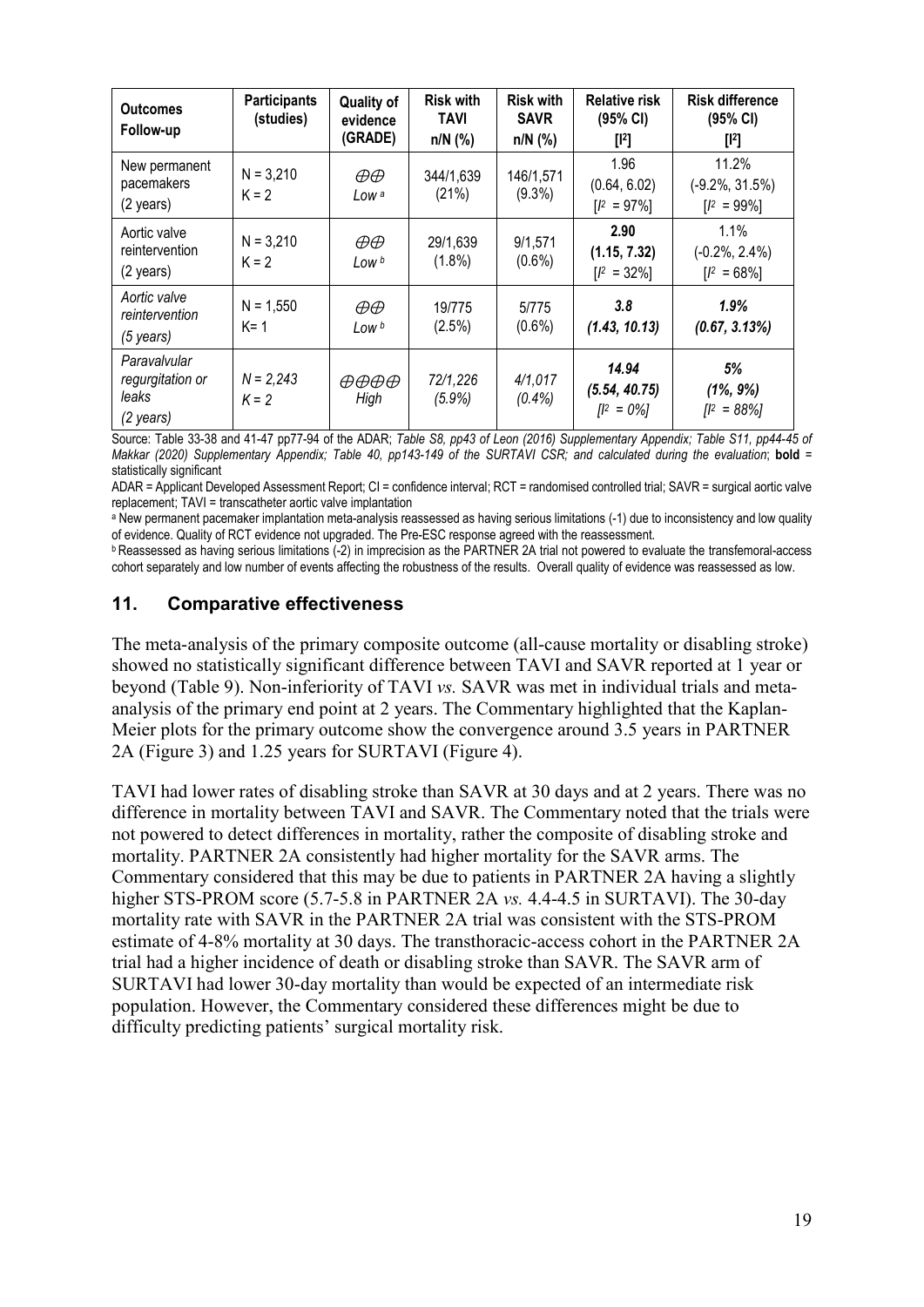| Outcomes Follow-up | Participants (studies) | Quality of evidence (GRADE) | Risk with TAVI n/N (%) | Risk with SAVR n/N (%) | Relative risk (95% CI) [I²] | Risk difference (95% CI) [I²] |
|---|---|---|---|---|---|---|
| New permanent pacemakers (2 years) | N = 3,210 K = 2 | ⊕⊕ Low [a] | 344/1,639 (21%) | 146/1,571 (9.3%) | 1.96 (0.64, 6.02) [$I^2$ = 97%] | 11.2% (-9.2%, 31.5%) [$I^2$ = 99%] |
| Aortic valve reintervention (2 years) | N = 3,210 K = 2 | ⊕⊕ Low [b] | 29/1,639 (1.8%) | 9/1,571 (0.6%) | **2.90 (1.15, 7.32)** [$I^2$ = 32%] | 1.1% (-0.2%, 2.4%) [$I^2$ = 68%] |
| *Aortic valve reintervention (5 years)* | N = 1,550 K= 1 | ⊕⊕ Low [b] | 19/775 (2.5%) | 5/775 (0.6%) | ***3.8 (1.43, 10.13)*** | ***1.9% (0.67, 3.13%)*** |
| *Paravalvular regurgitation or leaks (2 years)* | *N = 2,243 K = 2* | ⊕⊕⊕⊕ High | *72/1,226 (5.9%)* | *4/1,017 (0.4%)* | ***14.94 (5.54, 40.75)*** *[$I^2$ = 0%]* | ***5% (1%, 9%)*** *[$I^2$ = 88%]* |

Source: Table 33-38 and 41-47 pp77-94 of the ADAR; *Table S8, pp43 of Leon (2016) Supplementary Appendix; Table S11, pp44-45 of Makkar (2020) Supplementary Appendix; Table 40, pp143-149 of the SURTAVI CSR; and calculated during the evaluation*; **bold** = statistically significant

ADAR = Applicant Developed Assessment Report; CI = confidence interval; RCT = randomised controlled trial; SAVR = surgical aortic valve replacement; TAVI = transcatheter aortic valve implantation

[a] New permanent pacemaker implantation meta-analysis reassessed as having serious limitations (-1) due to inconsistency and low quality of evidence. Quality of RCT evidence not upgraded. The Pre-ESC response agreed with the reassessment.

[b] Reassessed as having serious limitations (-2) in imprecision as the PARTNER 2A trial not powered to evaluate the transfemoral-access cohort separately and low number of events affecting the robustness of the results. Overall quality of evidence was reassessed as low.

## 11. Comparative effectiveness

The meta-analysis of the primary composite outcome (all-cause mortality or disabling stroke) showed no statistically significant difference between TAVI and SAVR reported at 1 year or beyond (Table 9). Non-inferiority of TAVI *vs.* SAVR was met in individual trials and meta-analysis of the primary end point at 2 years. The Commentary highlighted that the Kaplan-Meier plots for the primary outcome show the convergence around 3.5 years in PARTNER 2A (Figure 3) and 1.25 years for SURTAVI (Figure 4).

TAVI had lower rates of disabling stroke than SAVR at 30 days and at 2 years. There was no difference in mortality between TAVI and SAVR. The Commentary noted that the trials were not powered to detect differences in mortality, rather the composite of disabling stroke and mortality. PARTNER 2A consistently had higher mortality for the SAVR arms. The Commentary considered that this may be due to patients in PARTNER 2A having a slightly higher STS-PROM score (5.7-5.8 in PARTNER 2A *vs.* 4.4-4.5 in SURTAVI). The 30-day mortality rate with SAVR in the PARTNER 2A trial was consistent with the STS-PROM estimate of 4-8% mortality at 30 days. The transthoracic-access cohort in the PARTNER 2A trial had a higher incidence of death or disabling stroke than SAVR. The SAVR arm of SURTAVI had lower 30-day mortality than would be expected of an intermediate risk population. However, the Commentary considered these differences might be due to difficulty predicting patients' surgical mortality risk.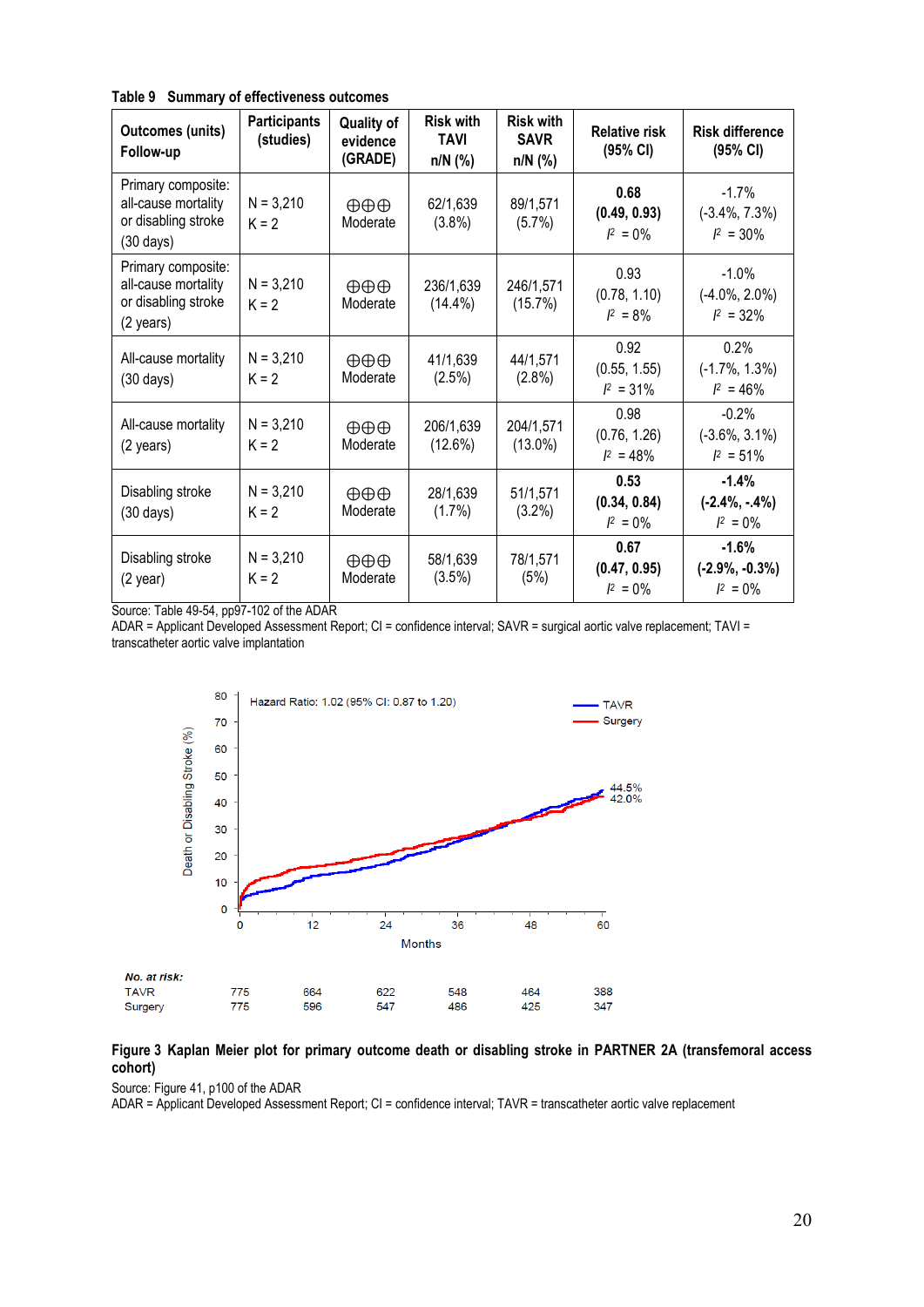**Table 9 Summary of effectiveness outcomes**

| Outcomes (units) Follow-up | Participants (studies) | Quality of evidence (GRADE) | Risk with TAVI n/N (%) | Risk with SAVR n/N (%) | Relative risk (95% CI) | Risk difference (95% CI) |
|---|---|---|---|---|---|---|
| Primary composite: all-cause mortality or disabling stroke (30 days) | N = 3,210 K = 2 | ⊕⊕⊕ Moderate | 62/1,639 (3.8%) | 89/1,571 (5.7%) | **0.68 (0.49, 0.93)** $I^2$ = 0% | -1.7% (-3.4%, 7.3%) $I^2$ = 30% |
| Primary composite: all-cause mortality or disabling stroke (2 years) | N = 3,210 K = 2 | ⊕⊕⊕ Moderate | 236/1,639 (14.4%) | 246/1,571 (15.7%) | 0.93 (0.78, 1.10) $I^2$ = 8% | -1.0% (-4.0%, 2.0%) $I^2$ = 32% |
| All-cause mortality (30 days) | N = 3,210 K = 2 | ⊕⊕⊕ Moderate | 41/1,639 (2.5%) | 44/1,571 (2.8%) | 0.92 (0.55, 1.55) $I^2$ = 31% | 0.2% (-1.7%, 1.3%) $I^2$ = 46% |
| All-cause mortality (2 years) | N = 3,210 K = 2 | ⊕⊕⊕ Moderate | 206/1,639 (12.6%) | 204/1,571 (13.0%) | 0.98 (0.76, 1.26) $I^2$ = 48% | -0.2% (-3.6%, 3.1%) $I^2$ = 51% |
| Disabling stroke (30 days) | N = 3,210 K = 2 | ⊕⊕⊕ Moderate | 28/1,639 (1.7%) | 51/1,571 (3.2%) | **0.53 (0.34, 0.84)** $I^2$ = 0% | **-1.4% (-2.4%, -.4%)** $I^2$ = 0% |
| Disabling stroke (2 year) | N = 3,210 K = 2 | ⊕⊕⊕ Moderate | 58/1,639 (3.5%) | 78/1,571 (5%) | **0.67 (0.47, 0.95)** $I^2$ = 0% | **-1.6% (-2.9%, -0.3%)** $I^2$ = 0% |

Source: Table 49-54, pp97-102 of the ADAR
ADAR = Applicant Developed Assessment Report; CI = confidence interval; SAVR = surgical aortic valve replacement; TAVI = transcatheter aortic valve implantation

**Figure 3 Kaplan Meier plot for primary outcome death or disabling stroke in PARTNER 2A (transfemoral access cohort)**

Source: Figure 41, p100 of the ADAR
ADAR = Applicant Developed Assessment Report; CI = confidence interval; TAVR = transcatheter aortic valve replacement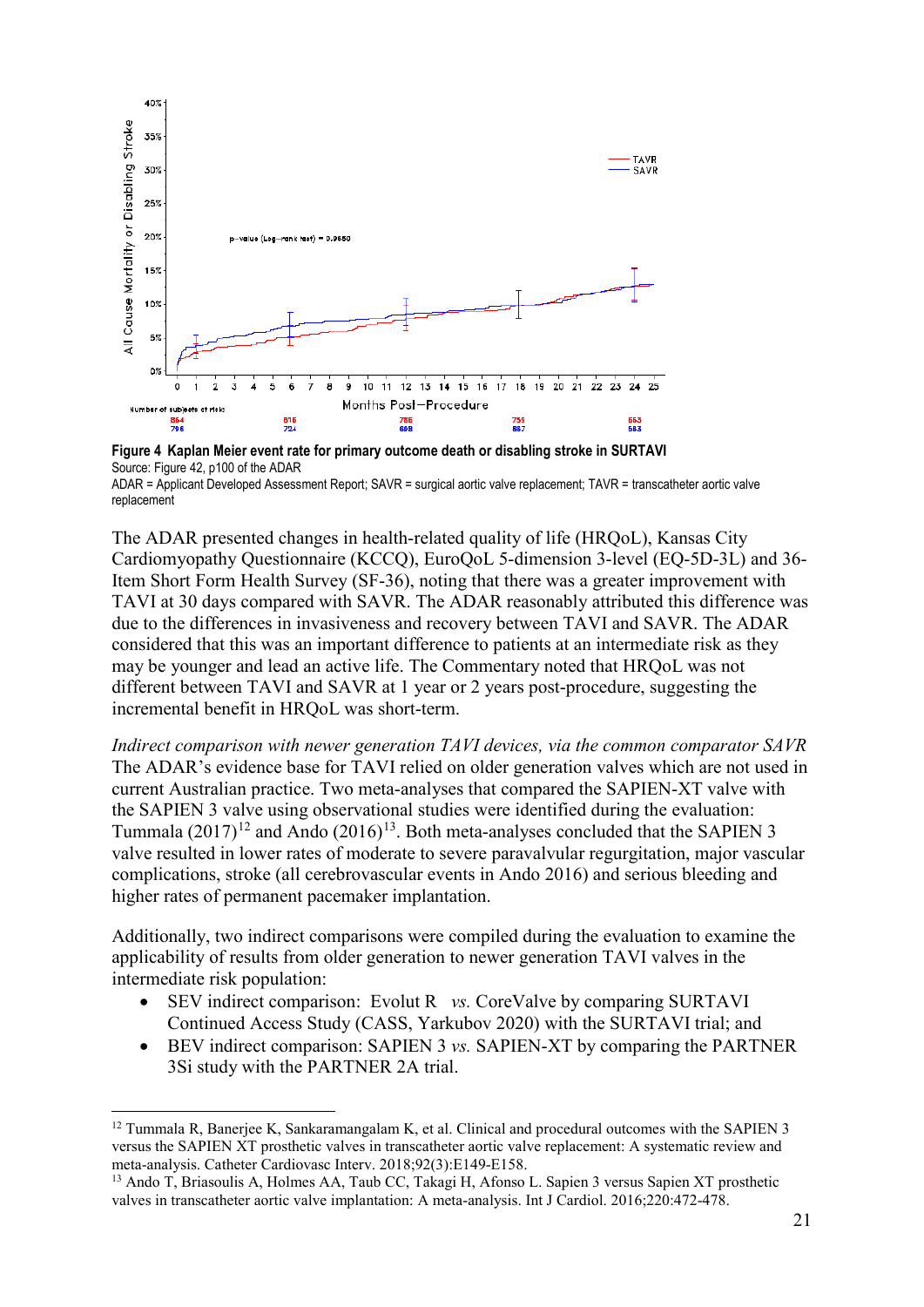**Figure 4 Kaplan Meier event rate for primary outcome death or disabling stroke in SURTAVI**
Source: Figure 42, p100 of the ADAR
ADAR = Applicant Developed Assessment Report; SAVR = surgical aortic valve replacement; TAVR = transcatheter aortic valve replacement

The ADAR presented changes in health-related quality of life (HRQoL), Kansas City Cardiomyopathy Questionnaire (KCCQ), EuroQoL 5-dimension 3-level (EQ-5D-3L) and 36-Item Short Form Health Survey (SF-36), noting that there was a greater improvement with TAVI at 30 days compared with SAVR. The ADAR reasonably attributed this difference was due to the differences in invasiveness and recovery between TAVI and SAVR. The ADAR considered that this was an important difference to patients at an intermediate risk as they may be younger and lead an active life. The Commentary noted that HRQoL was not different between TAVI and SAVR at 1 year or 2 years post-procedure, suggesting the incremental benefit in HRQoL was short-term.

*Indirect comparison with newer generation TAVI devices, via the common comparator SAVR*
The ADAR's evidence base for TAVI relied on older generation valves which are not used in current Australian practice. Two meta-analyses that compared the SAPIEN-XT valve with the SAPIEN 3 valve using observational studies were identified during the evaluation: Tummala (2017)[12] and Ando (2016)[13]. Both meta-analyses concluded that the SAPIEN 3 valve resulted in lower rates of moderate to severe paravalvular regurgitation, major vascular complications, stroke (all cerebrovascular events in Ando 2016) and serious bleeding and higher rates of permanent pacemaker implantation.

Additionally, two indirect comparisons were compiled during the evaluation to examine the applicability of results from older generation to newer generation TAVI valves in the intermediate risk population:

- SEV indirect comparison: Evolut R *vs.* CoreValve by comparing SURTAVI Continued Access Study (CASS, Yarkubov 2020) with the SURTAVI trial; and
- BEV indirect comparison: SAPIEN 3 *vs.* SAPIEN-XT by comparing the PARTNER 3Si study with the PARTNER 2A trial.

[12] Tummala R, Banerjee K, Sankaramangalam K, et al. Clinical and procedural outcomes with the SAPIEN 3 versus the SAPIEN XT prosthetic valves in transcatheter aortic valve replacement: A systematic review and meta-analysis. Catheter Cardiovasc Interv. 2018;92(3):E149-E158.

[13] Ando T, Briasoulis A, Holmes AA, Taub CC, Takagi H, Afonso L. Sapien 3 versus Sapien XT prosthetic valves in transcatheter aortic valve implantation: A meta-analysis. Int J Cardiol. 2016;220:472-478.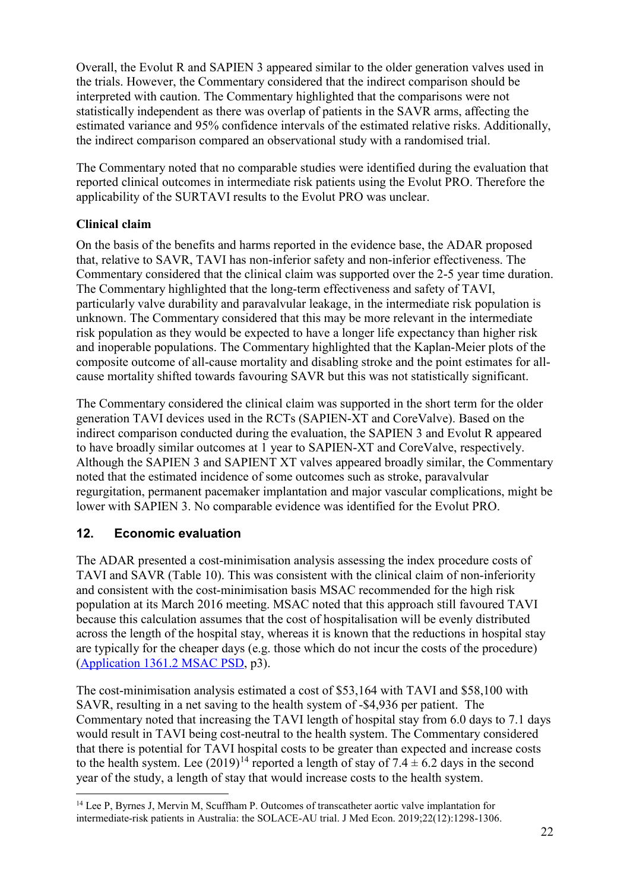Overall, the Evolut R and SAPIEN 3 appeared similar to the older generation valves used in the trials. However, the Commentary considered that the indirect comparison should be interpreted with caution. The Commentary highlighted that the comparisons were not statistically independent as there was overlap of patients in the SAVR arms, affecting the estimated variance and 95% confidence intervals of the estimated relative risks. Additionally, the indirect comparison compared an observational study with a randomised trial.

The Commentary noted that no comparable studies were identified during the evaluation that reported clinical outcomes in intermediate risk patients using the Evolut PRO. Therefore the applicability of the SURTAVI results to the Evolut PRO was unclear.

**Clinical claim**

On the basis of the benefits and harms reported in the evidence base, the ADAR proposed that, relative to SAVR, TAVI has non-inferior safety and non-inferior effectiveness. The Commentary considered that the clinical claim was supported over the 2-5 year time duration. The Commentary highlighted that the long-term effectiveness and safety of TAVI, particularly valve durability and paravalvular leakage, in the intermediate risk population is unknown. The Commentary considered that this may be more relevant in the intermediate risk population as they would be expected to have a longer life expectancy than higher risk and inoperable populations. The Commentary highlighted that the Kaplan-Meier plots of the composite outcome of all-cause mortality and disabling stroke and the point estimates for all-cause mortality shifted towards favouring SAVR but this was not statistically significant.

The Commentary considered the clinical claim was supported in the short term for the older generation TAVI devices used in the RCTs (SAPIEN-XT and CoreValve). Based on the indirect comparison conducted during the evaluation, the SAPIEN 3 and Evolut R appeared to have broadly similar outcomes at 1 year to SAPIEN-XT and CoreValve, respectively. Although the SAPIEN 3 and SAPIENT XT valves appeared broadly similar, the Commentary noted that the estimated incidence of some outcomes such as stroke, paravalvular regurgitation, permanent pacemaker implantation and major vascular complications, might be lower with SAPIEN 3. No comparable evidence was identified for the Evolut PRO.

## 12. Economic evaluation

The ADAR presented a cost-minimisation analysis assessing the index procedure costs of TAVI and SAVR (Table 10). This was consistent with the clinical claim of non-inferiority and consistent with the cost-minimisation basis MSAC recommended for the high risk population at its March 2016 meeting. MSAC noted that this approach still favoured TAVI because this calculation assumes that the cost of hospitalisation will be evenly distributed across the length of the hospital stay, whereas it is known that the reductions in hospital stay are typically for the cheaper days (e.g. those which do not incur the costs of the procedure) (Application 1361.2 MSAC PSD, p3).

The cost-minimisation analysis estimated a cost of \$53,164 with TAVI and \$58,100 with SAVR, resulting in a net saving to the health system of -\$4,936 per patient. The Commentary noted that increasing the TAVI length of hospital stay from 6.0 days to 7.1 days would result in TAVI being cost-neutral to the health system. The Commentary considered that there is potential for TAVI hospital costs to be greater than expected and increase costs to the health system. Lee (2019)[14] reported a length of stay of 7.4 ± 6.2 days in the second year of the study, a length of stay that would increase costs to the health system.

[14] Lee P, Byrnes J, Mervin M, Scuffham P. Outcomes of transcatheter aortic valve implantation for intermediate-risk patients in Australia: the SOLACE-AU trial. J Med Econ. 2019;22(12):1298-1306.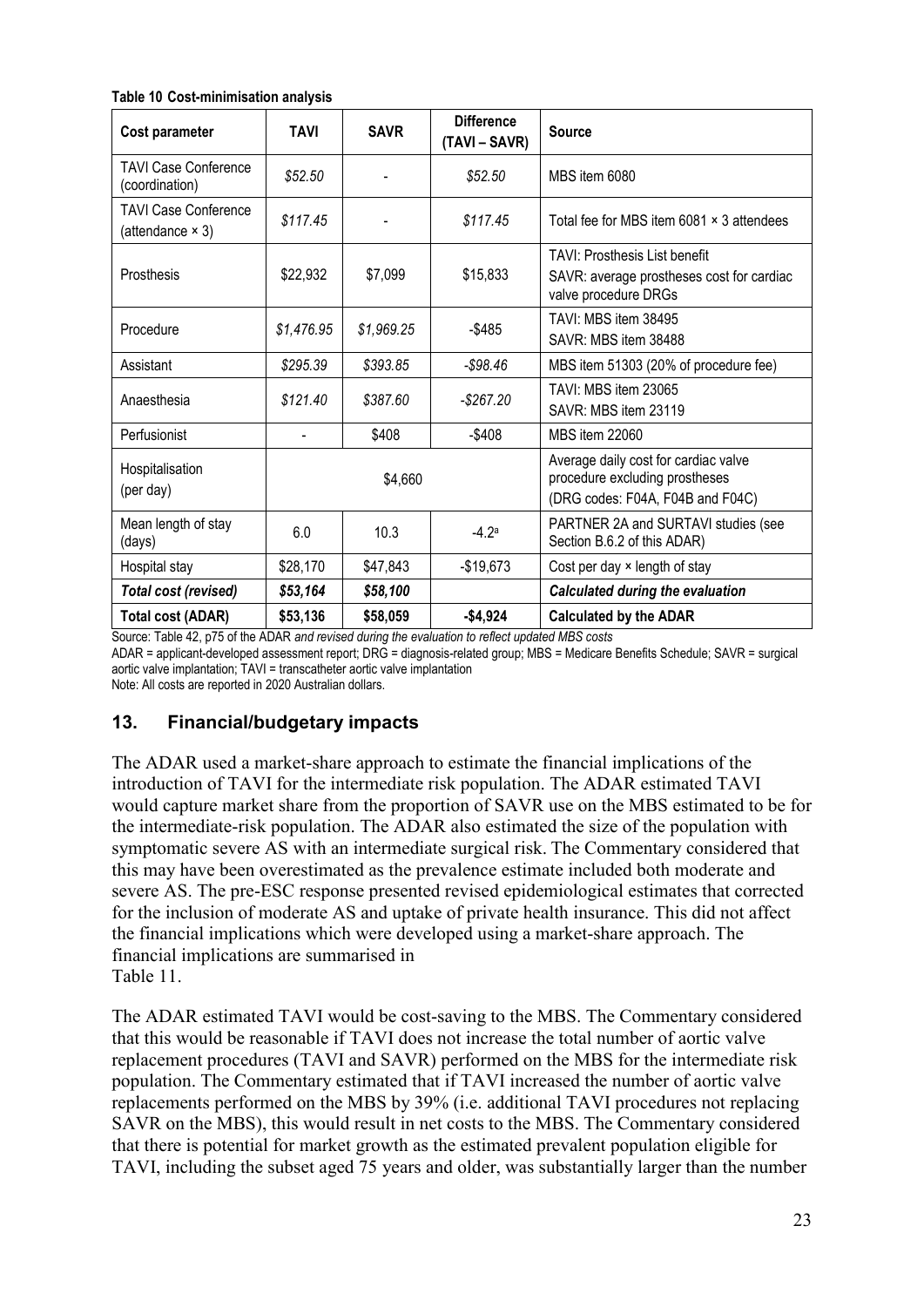**Table 10 Cost-minimisation analysis**

| Cost parameter | TAVI | SAVR | Difference (TAVI – SAVR) | Source |
|---|---|---|---|---|
| TAVI Case Conference (coordination) | *$52.50* | - | *$52.50* | MBS item 6080 |
| TAVI Case Conference (attendance × 3) | *$117.45* | - | *$117.45* | Total fee for MBS item 6081 × 3 attendees |
| Prosthesis | $22,932 | $7,099 | $15,833 | TAVI: Prosthesis List benefit<br>SAVR: average prostheses cost for cardiac valve procedure DRGs |
| Procedure | *$1,476.95* | *$1,969.25* | -$485 | TAVI: MBS item 38495<br>SAVR: MBS item 38488 |
| Assistant | *$295.39* | *$393.85* | *-$98.46* | MBS item 51303 (20% of procedure fee) |
| Anaesthesia | *$121.40* | *$387.60* | *-$267.20* | TAVI: MBS item 23065<br>SAVR: MBS item 23119 |
| Perfusionist | - | $408 | -$408 | MBS item 22060 |
| Hospitalisation (per day) | $4,660 | | | Average daily cost for cardiac valve procedure excluding prostheses (DRG codes: F04A, F04B and F04C) |
| Mean length of stay (days) | 6.0 | 10.3 | -4.2[a] | PARTNER 2A and SURTAVI studies (see Section B.6.2 of this ADAR) |
| Hospital stay | $28,170 | $47,843 | -$19,673 | Cost per day × length of stay |
| ***Total cost (revised)*** | ***$53,164*** | ***$58,100*** | | ***Calculated during the evaluation*** |
| **Total cost (ADAR)** | **$53,136** | **$58,059** | **-$4,924** | **Calculated by the ADAR** |

Source: Table 42, p75 of the ADAR *and revised during the evaluation to reflect updated MBS costs*

ADAR = applicant-developed assessment report; DRG = diagnosis-related group; MBS = Medicare Benefits Schedule; SAVR = surgical aortic valve implantation; TAVI = transcatheter aortic valve implantation

Note: All costs are reported in 2020 Australian dollars.

## 13. Financial/budgetary impacts

The ADAR used a market-share approach to estimate the financial implications of the introduction of TAVI for the intermediate risk population. The ADAR estimated TAVI would capture market share from the proportion of SAVR use on the MBS estimated to be for the intermediate-risk population. The ADAR also estimated the size of the population with symptomatic severe AS with an intermediate surgical risk. The Commentary considered that this may have been overestimated as the prevalence estimate included both moderate and severe AS. The pre-ESC response presented revised epidemiological estimates that corrected for the inclusion of moderate AS and uptake of private health insurance. This did not affect the financial implications which were developed using a market-share approach. The financial implications are summarised in Table 11.

The ADAR estimated TAVI would be cost-saving to the MBS. The Commentary considered that this would be reasonable if TAVI does not increase the total number of aortic valve replacement procedures (TAVI and SAVR) performed on the MBS for the intermediate risk population. The Commentary estimated that if TAVI increased the number of aortic valve replacements performed on the MBS by 39% (i.e. additional TAVI procedures not replacing SAVR on the MBS), this would result in net costs to the MBS. The Commentary considered that there is potential for market growth as the estimated prevalent population eligible for TAVI, including the subset aged 75 years and older, was substantially larger than the number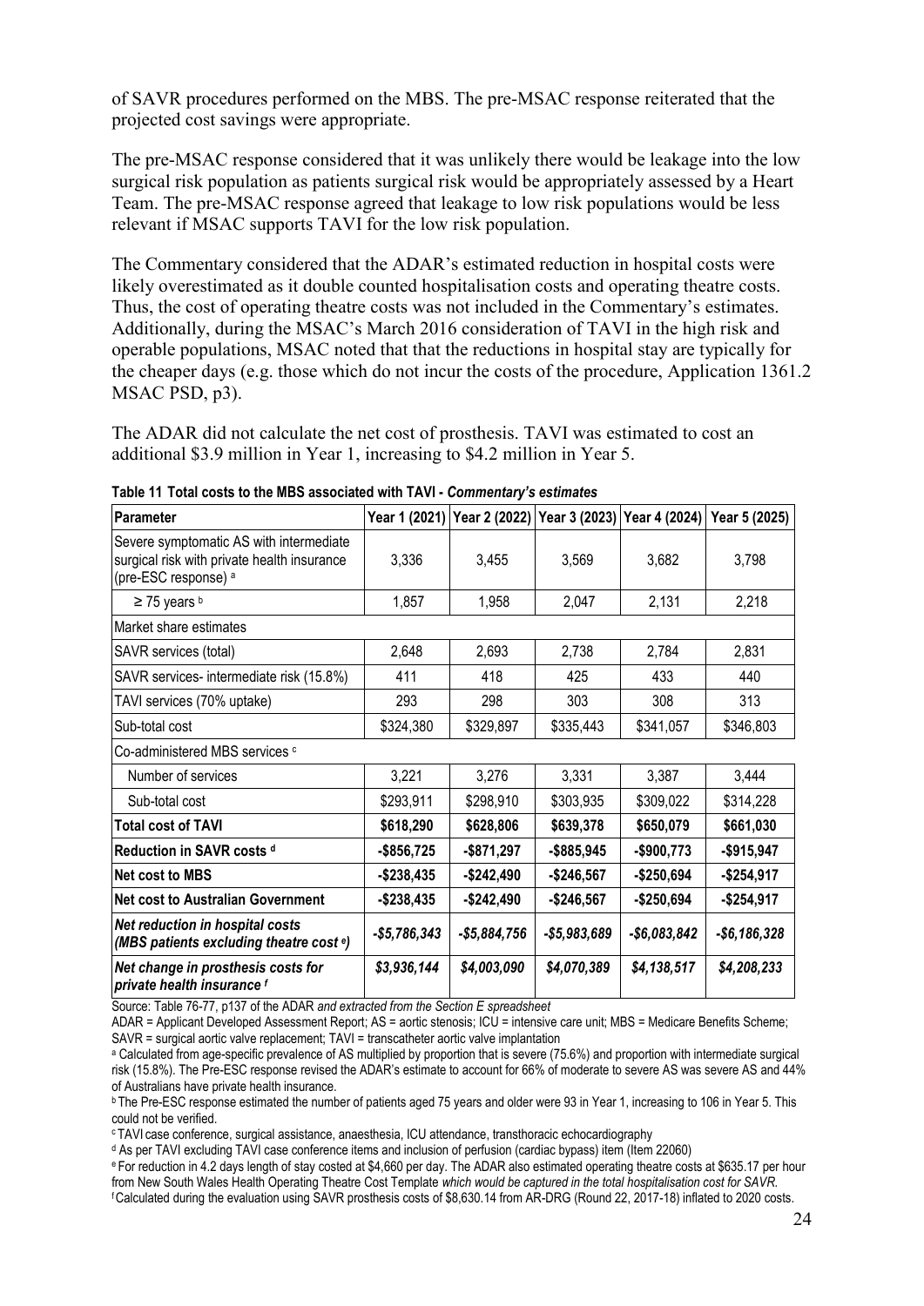of SAVR procedures performed on the MBS. The pre-MSAC response reiterated that the projected cost savings were appropriate.

The pre-MSAC response considered that it was unlikely there would be leakage into the low surgical risk population as patients surgical risk would be appropriately assessed by a Heart Team. The pre-MSAC response agreed that leakage to low risk populations would be less relevant if MSAC supports TAVI for the low risk population.

The Commentary considered that the ADAR's estimated reduction in hospital costs were likely overestimated as it double counted hospitalisation costs and operating theatre costs. Thus, the cost of operating theatre costs was not included in the Commentary's estimates. Additionally, during the MSAC's March 2016 consideration of TAVI in the high risk and operable populations, MSAC noted that that the reductions in hospital stay are typically for the cheaper days (e.g. those which do not incur the costs of the procedure, Application 1361.2 MSAC PSD, p3).

The ADAR did not calculate the net cost of prosthesis. TAVI was estimated to cost an additional \$3.9 million in Year 1, increasing to \$4.2 million in Year 5.

**Table 11 Total costs to the MBS associated with TAVI -** ***Commentary's estimates***

| Parameter | Year 1 (2021) | Year 2 (2022) | Year 3 (2023) | Year 4 (2024) | Year 5 (2025) |
|---|---|---|---|---|---|
| Severe symptomatic AS with intermediate surgical risk with private health insurance (pre-ESC response) [a] | 3,336 | 3,455 | 3,569 | 3,682 | 3,798 |
| ≥ 75 years [b] | 1,857 | 1,958 | 2,047 | 2,131 | 2,218 |
| Market share estimates | | | | | |
| SAVR services (total) | 2,648 | 2,693 | 2,738 | 2,784 | 2,831 |
| SAVR services- intermediate risk (15.8%) | 411 | 418 | 425 | 433 | 440 |
| TAVI services (70% uptake) | 293 | 298 | 303 | 308 | 313 |
| Sub-total cost | \$324,380 | \$329,897 | \$335,443 | \$341,057 | \$346,803 |
| Co-administered MBS services [c] | | | | | |
| Number of services | 3,221 | 3,276 | 3,331 | 3,387 | 3,444 |
| Sub-total cost | \$293,911 | \$298,910 | \$303,935 | \$309,022 | \$314,228 |
| **Total cost of TAVI** | **\$618,290** | **\$628,806** | **\$639,378** | **\$650,079** | **\$661,030** |
| **Reduction in SAVR costs [d]** | **-\$856,725** | **-\$871,297** | **-\$885,945** | **-\$900,773** | **-\$915,947** |
| **Net cost to MBS** | **-\$238,435** | **-\$242,490** | **-\$246,567** | **-\$250,694** | **-\$254,917** |
| **Net cost to Australian Government** | **-\$238,435** | **-\$242,490** | **-\$246,567** | **-\$250,694** | **-\$254,917** |
| ***Net reduction in hospital costs (MBS patients excluding theatre cost [e])*** | ***-\$5,786,343*** | ***-\$5,884,756*** | ***-\$5,983,689*** | ***-\$6,083,842*** | ***-\$6,186,328*** |
| ***Net change in prosthesis costs for private health insurance [f]*** | ***\$3,936,144*** | ***\$4,003,090*** | ***\$4,070,389*** | ***\$4,138,517*** | ***\$4,208,233*** |

Source: Table 76-77, p137 of the ADAR *and extracted from the Section E spreadsheet*

ADAR = Applicant Developed Assessment Report; AS = aortic stenosis; ICU = intensive care unit; MBS = Medicare Benefits Scheme; SAVR = surgical aortic valve replacement; TAVI = transcatheter aortic valve implantation

[a] Calculated from age-specific prevalence of AS multiplied by proportion that is severe (75.6%) and proportion with intermediate surgical risk (15.8%). The Pre-ESC response revised the ADAR's estimate to account for 66% of moderate to severe AS was severe AS and 44% of Australians have private health insurance.

[b] The Pre-ESC response estimated the number of patients aged 75 years and older were 93 in Year 1, increasing to 106 in Year 5. This could not be verified.

[c] TAVI case conference, surgical assistance, anaesthesia, ICU attendance, transthoracic echocardiography

[d] As per TAVI excluding TAVI case conference items and inclusion of perfusion (cardiac bypass) item (Item 22060)

[e] For reduction in 4.2 days length of stay costed at \$4,660 per day. The ADAR also estimated operating theatre costs at \$635.17 per hour from New South Wales Health Operating Theatre Cost Template *which would be captured in the total hospitalisation cost for SAVR.*

[f] Calculated during the evaluation using SAVR prosthesis costs of \$8,630.14 from AR-DRG (Round 22, 2017-18) inflated to 2020 costs.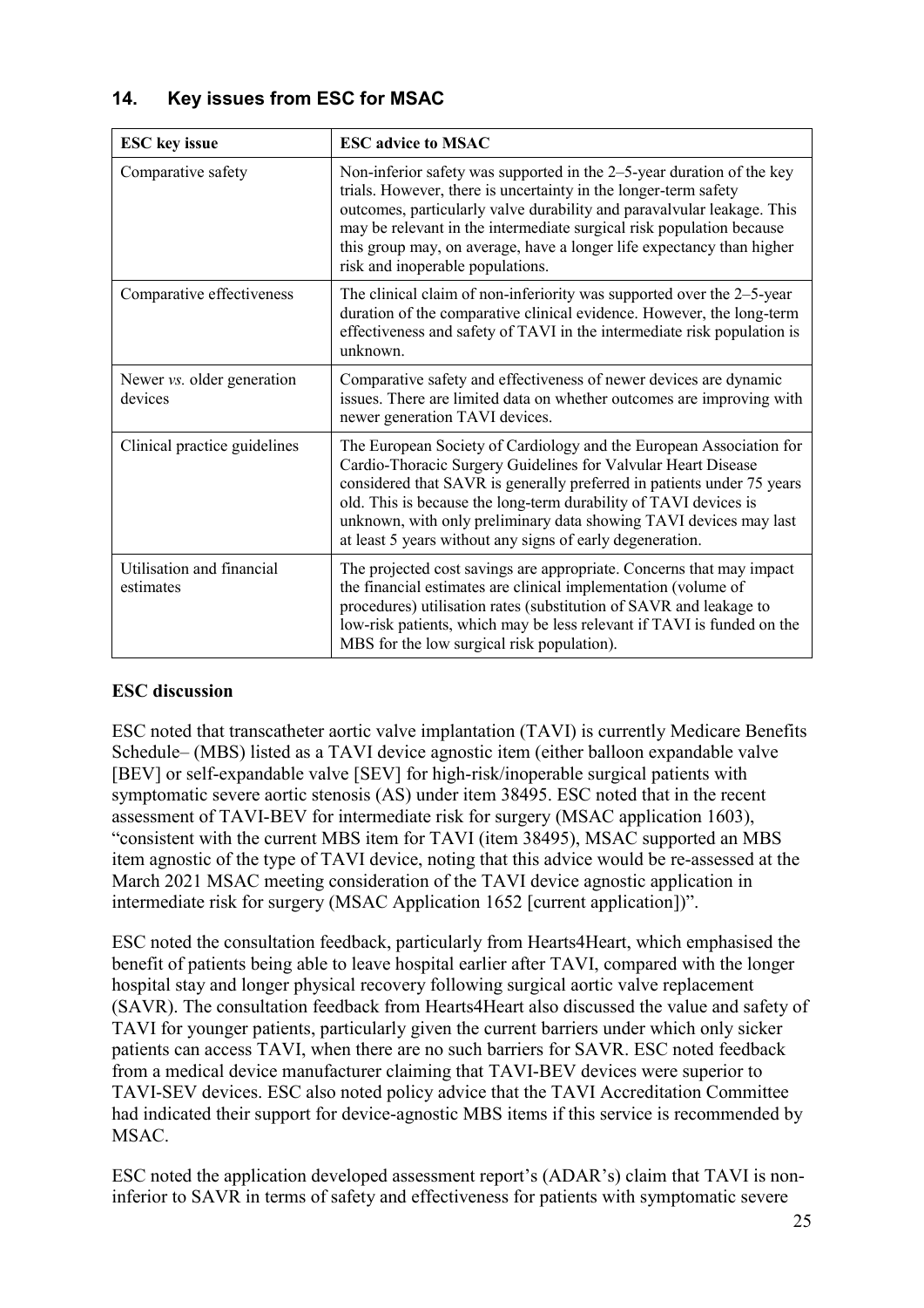## 14. Key issues from ESC for MSAC

| ESC key issue | ESC advice to MSAC |
| --- | --- |
| Comparative safety | Non-inferior safety was supported in the 2–5-year duration of the key trials. However, there is uncertainty in the longer-term safety outcomes, particularly valve durability and paravalvular leakage. This may be relevant in the intermediate surgical risk population because this group may, on average, have a longer life expectancy than higher risk and inoperable populations. |
| Comparative effectiveness | The clinical claim of non-inferiority was supported over the 2–5-year duration of the comparative clinical evidence. However, the long-term effectiveness and safety of TAVI in the intermediate risk population is unknown. |
| Newer *vs.* older generation devices | Comparative safety and effectiveness of newer devices are dynamic issues. There are limited data on whether outcomes are improving with newer generation TAVI devices. |
| Clinical practice guidelines | The European Society of Cardiology and the European Association for Cardio-Thoracic Surgery Guidelines for Valvular Heart Disease considered that SAVR is generally preferred in patients under 75 years old. This is because the long-term durability of TAVI devices is unknown, with only preliminary data showing TAVI devices may last at least 5 years without any signs of early degeneration. |
| Utilisation and financial estimates | The projected cost savings are appropriate. Concerns that may impact the financial estimates are clinical implementation (volume of procedures) utilisation rates (substitution of SAVR and leakage to low-risk patients, which may be less relevant if TAVI is funded on the MBS for the low surgical risk population). |

**ESC discussion**

ESC noted that transcatheter aortic valve implantation (TAVI) is currently Medicare Benefits Schedule– (MBS) listed as a TAVI device agnostic item (either balloon expandable valve [BEV] or self-expandable valve [SEV] for high-risk/inoperable surgical patients with symptomatic severe aortic stenosis (AS) under item 38495. ESC noted that in the recent assessment of TAVI-BEV for intermediate risk for surgery (MSAC application 1603), "consistent with the current MBS item for TAVI (item 38495), MSAC supported an MBS item agnostic of the type of TAVI device, noting that this advice would be re-assessed at the March 2021 MSAC meeting consideration of the TAVI device agnostic application in intermediate risk for surgery (MSAC Application 1652 [current application])".

ESC noted the consultation feedback, particularly from Hearts4Heart, which emphasised the benefit of patients being able to leave hospital earlier after TAVI, compared with the longer hospital stay and longer physical recovery following surgical aortic valve replacement (SAVR). The consultation feedback from Hearts4Heart also discussed the value and safety of TAVI for younger patients, particularly given the current barriers under which only sicker patients can access TAVI, when there are no such barriers for SAVR. ESC noted feedback from a medical device manufacturer claiming that TAVI-BEV devices were superior to TAVI-SEV devices. ESC also noted policy advice that the TAVI Accreditation Committee had indicated their support for device-agnostic MBS items if this service is recommended by MSAC.

ESC noted the application developed assessment report's (ADAR's) claim that TAVI is non-inferior to SAVR in terms of safety and effectiveness for patients with symptomatic severe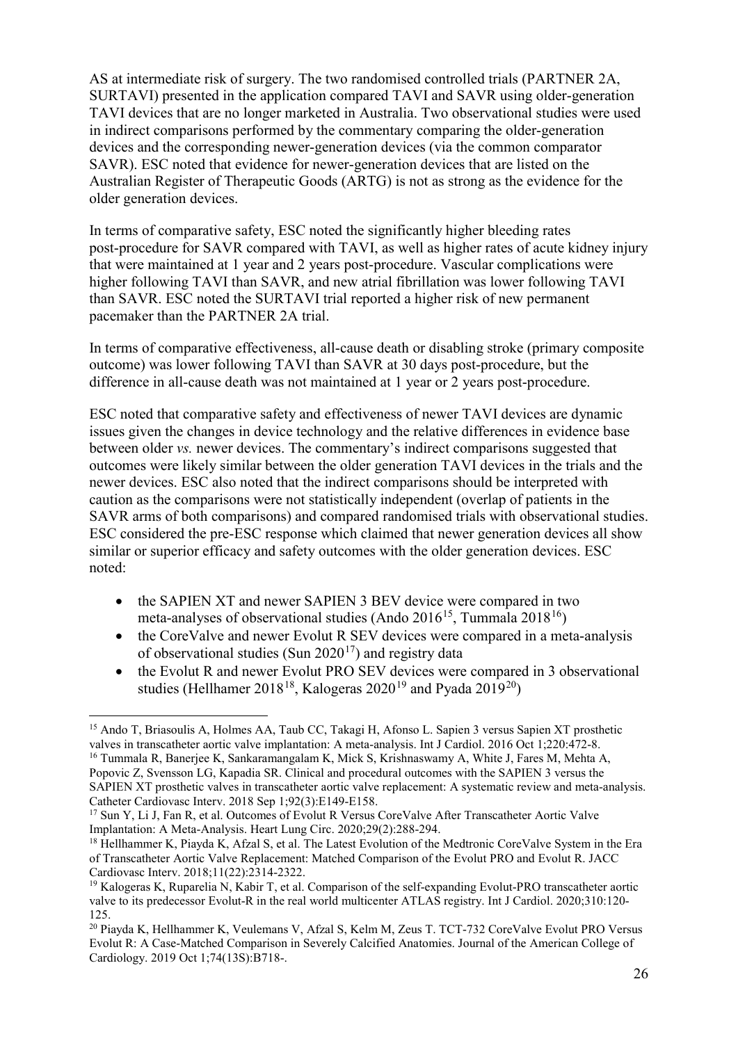AS at intermediate risk of surgery. The two randomised controlled trials (PARTNER 2A, SURTAVI) presented in the application compared TAVI and SAVR using older-generation TAVI devices that are no longer marketed in Australia. Two observational studies were used in indirect comparisons performed by the commentary comparing the older-generation devices and the corresponding newer-generation devices (via the common comparator SAVR). ESC noted that evidence for newer-generation devices that are listed on the Australian Register of Therapeutic Goods (ARTG) is not as strong as the evidence for the older generation devices.

In terms of comparative safety, ESC noted the significantly higher bleeding rates post-procedure for SAVR compared with TAVI, as well as higher rates of acute kidney injury that were maintained at 1 year and 2 years post-procedure. Vascular complications were higher following TAVI than SAVR, and new atrial fibrillation was lower following TAVI than SAVR. ESC noted the SURTAVI trial reported a higher risk of new permanent pacemaker than the PARTNER 2A trial.

In terms of comparative effectiveness, all-cause death or disabling stroke (primary composite outcome) was lower following TAVI than SAVR at 30 days post-procedure, but the difference in all-cause death was not maintained at 1 year or 2 years post-procedure.

ESC noted that comparative safety and effectiveness of newer TAVI devices are dynamic issues given the changes in device technology and the relative differences in evidence base between older *vs.* newer devices. The commentary's indirect comparisons suggested that outcomes were likely similar between the older generation TAVI devices in the trials and the newer devices. ESC also noted that the indirect comparisons should be interpreted with caution as the comparisons were not statistically independent (overlap of patients in the SAVR arms of both comparisons) and compared randomised trials with observational studies. ESC considered the pre-ESC response which claimed that newer generation devices all show similar or superior efficacy and safety outcomes with the older generation devices. ESC noted:

- the SAPIEN XT and newer SAPIEN 3 BEV device were compared in two meta-analyses of observational studies (Ando 2016[15], Tummala 2018[16])
- the CoreValve and newer Evolut R SEV devices were compared in a meta-analysis of observational studies (Sun 2020[17]) and registry data
- the Evolut R and newer Evolut PRO SEV devices were compared in 3 observational studies (Hellhamer 2018[18], Kalogeras 2020[19] and Pyada 2019[20])

---

[15] Ando T, Briasoulis A, Holmes AA, Taub CC, Takagi H, Afonso L. Sapien 3 versus Sapien XT prosthetic valves in transcatheter aortic valve implantation: A meta-analysis. Int J Cardiol. 2016 Oct 1;220:472-8.

[16] Tummala R, Banerjee K, Sankaramangalam K, Mick S, Krishnaswamy A, White J, Fares M, Mehta A, Popovic Z, Svensson LG, Kapadia SR. Clinical and procedural outcomes with the SAPIEN 3 versus the SAPIEN XT prosthetic valves in transcatheter aortic valve replacement: A systematic review and meta-analysis. Catheter Cardiovasc Interv. 2018 Sep 1;92(3):E149-E158.

[17] Sun Y, Li J, Fan R, et al. Outcomes of Evolut R Versus CoreValve After Transcatheter Aortic Valve Implantation: A Meta-Analysis. Heart Lung Circ. 2020;29(2):288-294.

[18] Hellhammer K, Piayda K, Afzal S, et al. The Latest Evolution of the Medtronic CoreValve System in the Era of Transcatheter Aortic Valve Replacement: Matched Comparison of the Evolut PRO and Evolut R. JACC Cardiovasc Interv. 2018;11(22):2314-2322.

[19] Kalogeras K, Ruparelia N, Kabir T, et al. Comparison of the self-expanding Evolut-PRO transcatheter aortic valve to its predecessor Evolut-R in the real world multicenter ATLAS registry. Int J Cardiol. 2020;310:120-125.

[20] Piayda K, Hellhammer K, Veulemans V, Afzal S, Kelm M, Zeus T. TCT-732 CoreValve Evolut PRO Versus Evolut R: A Case-Matched Comparison in Severely Calcified Anatomies. Journal of the American College of Cardiology. 2019 Oct 1;74(13S):B718-.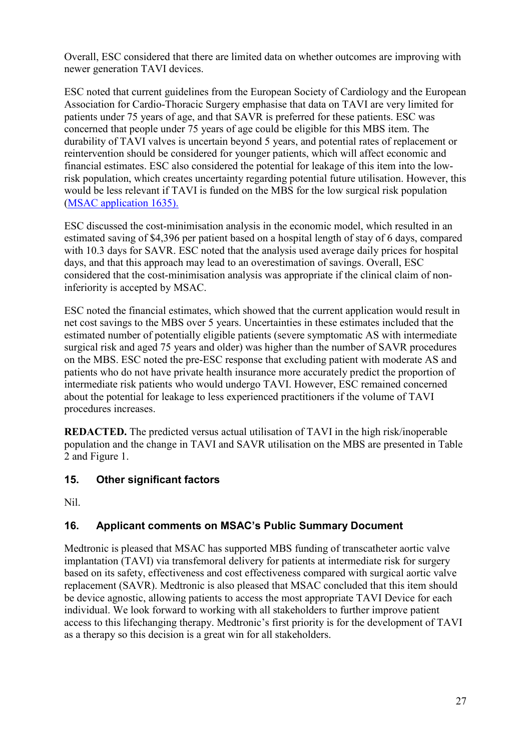Overall, ESC considered that there are limited data on whether outcomes are improving with newer generation TAVI devices.

ESC noted that current guidelines from the European Society of Cardiology and the European Association for Cardio-Thoracic Surgery emphasise that data on TAVI are very limited for patients under 75 years of age, and that SAVR is preferred for these patients. ESC was concerned that people under 75 years of age could be eligible for this MBS item. The durability of TAVI valves is uncertain beyond 5 years, and potential rates of replacement or reintervention should be considered for younger patients, which will affect economic and financial estimates. ESC also considered the potential for leakage of this item into the low-risk population, which creates uncertainty regarding potential future utilisation. However, this would be less relevant if TAVI is funded on the MBS for the low surgical risk population (MSAC application 1635).

ESC discussed the cost-minimisation analysis in the economic model, which resulted in an estimated saving of $4,396 per patient based on a hospital length of stay of 6 days, compared with 10.3 days for SAVR. ESC noted that the analysis used average daily prices for hospital days, and that this approach may lead to an overestimation of savings. Overall, ESC considered that the cost-minimisation analysis was appropriate if the clinical claim of non-inferiority is accepted by MSAC.

ESC noted the financial estimates, which showed that the current application would result in net cost savings to the MBS over 5 years. Uncertainties in these estimates included that the estimated number of potentially eligible patients (severe symptomatic AS with intermediate surgical risk and aged 75 years and older) was higher than the number of SAVR procedures on the MBS. ESC noted the pre-ESC response that excluding patient with moderate AS and patients who do not have private health insurance more accurately predict the proportion of intermediate risk patients who would undergo TAVI. However, ESC remained concerned about the potential for leakage to less experienced practitioners if the volume of TAVI procedures increases.

**REDACTED.** The predicted versus actual utilisation of TAVI in the high risk/inoperable population and the change in TAVI and SAVR utilisation on the MBS are presented in Table 2 and Figure 1.

## 15. Other significant factors

Nil.

## 16. Applicant comments on MSAC's Public Summary Document

Medtronic is pleased that MSAC has supported MBS funding of transcatheter aortic valve implantation (TAVI) via transfemoral delivery for patients at intermediate risk for surgery based on its safety, effectiveness and cost effectiveness compared with surgical aortic valve replacement (SAVR). Medtronic is also pleased that MSAC concluded that this item should be device agnostic, allowing patients to access the most appropriate TAVI Device for each individual. We look forward to working with all stakeholders to further improve patient access to this lifechanging therapy. Medtronic's first priority is for the development of TAVI as a therapy so this decision is a great win for all stakeholders.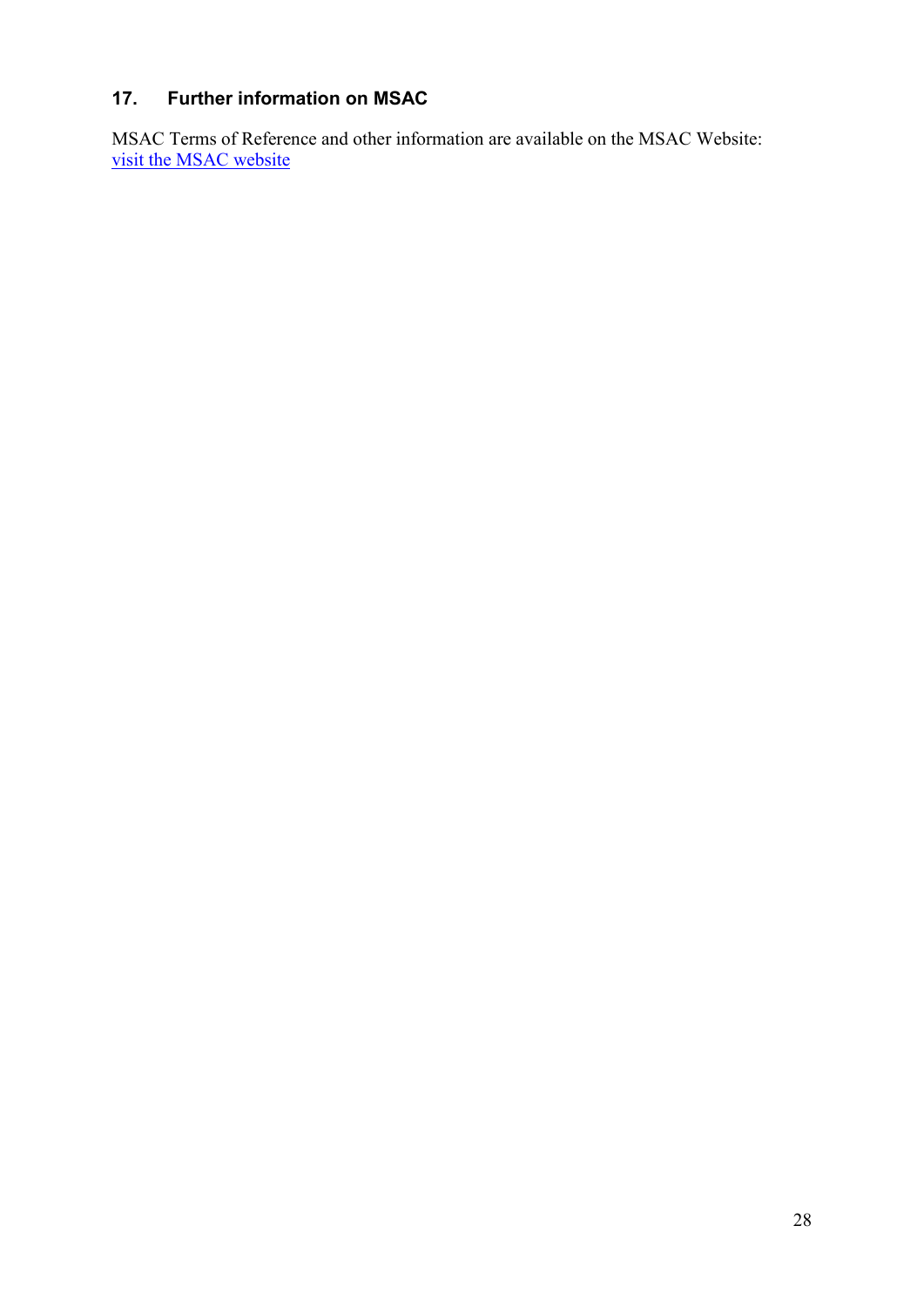## 17. Further information on MSAC

MSAC Terms of Reference and other information are available on the MSAC Website: visit the MSAC website